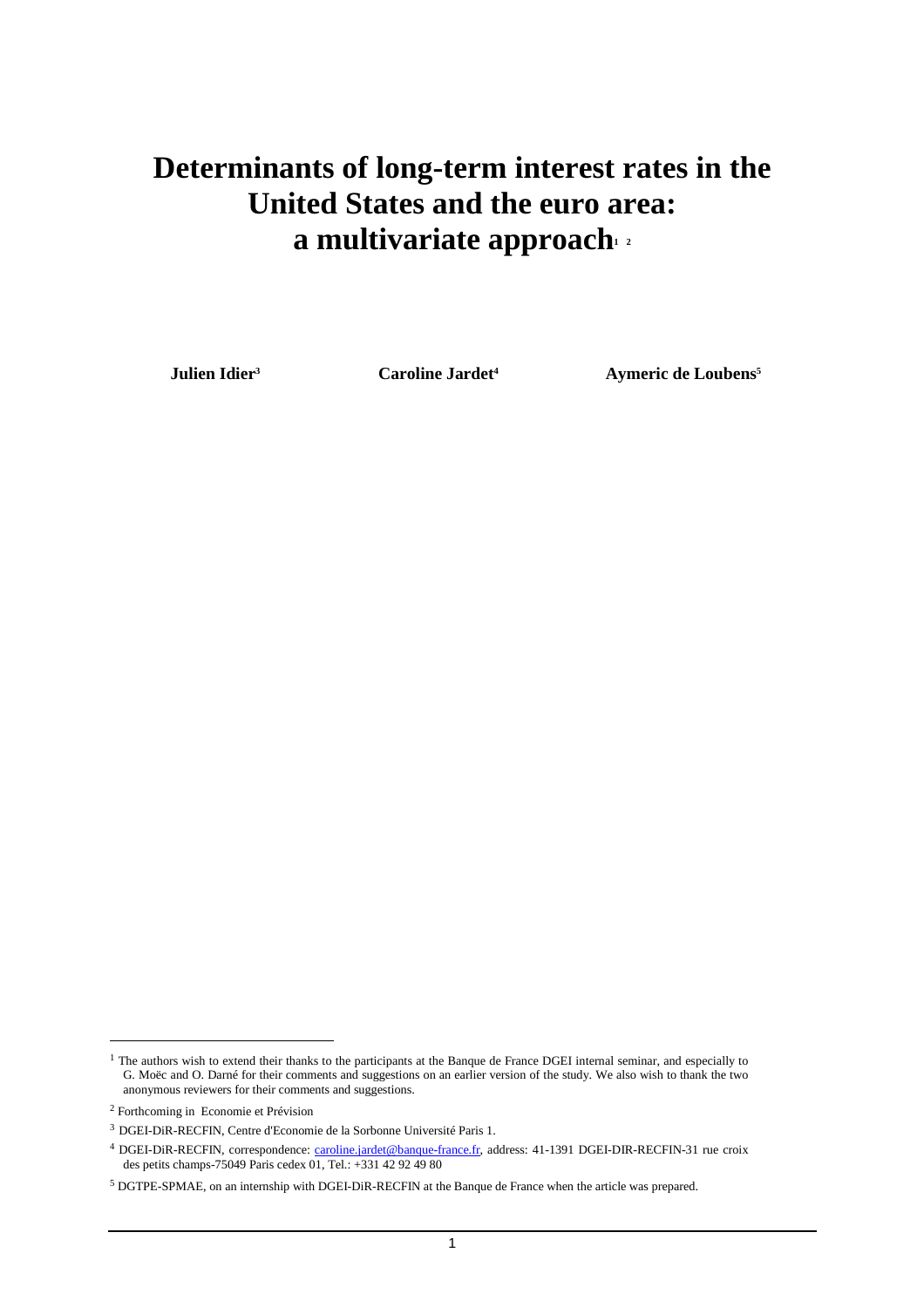# Determinants of long-term interest rates in the United States and the euro area: a multivariate approach[1] [2]

**Julien Idier[3]** **Caroline Jardet[4]** **Aymeric de Loubens[5]**

---

[1] The authors wish to extend their thanks to the participants at the Banque de France DGEI internal seminar, and especially to G. Moëc and O. Darné for their comments and suggestions on an earlier version of the study. We also wish to thank the two anonymous reviewers for their comments and suggestions.

[2] Forthcoming in Economie et Prévision

[3] DGEI-DiR-RECFIN, Centre d'Economie de la Sorbonne Université Paris 1.

[4] DGEI-DiR-RECFIN, correspondence: caroline.jardet@banque-france.fr, address: 41-1391 DGEI-DIR-RECFIN-31 rue croix des petits champs-75049 Paris cedex 01, Tel.: +331 42 92 49 80

[5] DGTPE-SPMAE, on an internship with DGEI-DiR-RECFIN at the Banque de France when the article was prepared.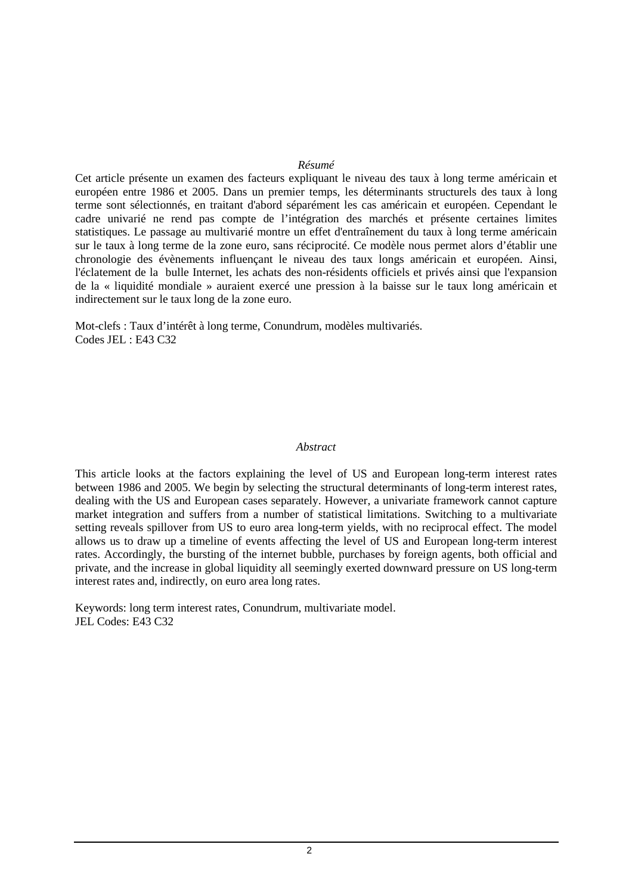*Résumé*

Cet article présente un examen des facteurs expliquant le niveau des taux à long terme américain et européen entre 1986 et 2005. Dans un premier temps, les déterminants structurels des taux à long terme sont sélectionnés, en traitant d'abord séparément les cas américain et européen. Cependant le cadre univarié ne rend pas compte de l'intégration des marchés et présente certaines limites statistiques. Le passage au multivarié montre un effet d'entraînement du taux à long terme américain sur le taux à long terme de la zone euro, sans réciprocité. Ce modèle nous permet alors d'établir une chronologie des évènements influençant le niveau des taux longs américain et européen. Ainsi, l'éclatement de la bulle Internet, les achats des non-résidents officiels et privés ainsi que l'expansion de la « liquidité mondiale » auraient exercé une pression à la baisse sur le taux long américain et indirectement sur le taux long de la zone euro.

Mot-clefs : Taux d'intérêt à long terme, Conundrum, modèles multivariés.
Codes JEL : E43 C32

*Abstract*

This article looks at the factors explaining the level of US and European long-term interest rates between 1986 and 2005. We begin by selecting the structural determinants of long-term interest rates, dealing with the US and European cases separately. However, a univariate framework cannot capture market integration and suffers from a number of statistical limitations. Switching to a multivariate setting reveals spillover from US to euro area long-term yields, with no reciprocal effect. The model allows us to draw up a timeline of events affecting the level of US and European long-term interest rates. Accordingly, the bursting of the internet bubble, purchases by foreign agents, both official and private, and the increase in global liquidity all seemingly exerted downward pressure on US long-term interest rates and, indirectly, on euro area long rates.

Keywords: long term interest rates, Conundrum, multivariate model.
JEL Codes: E43 C32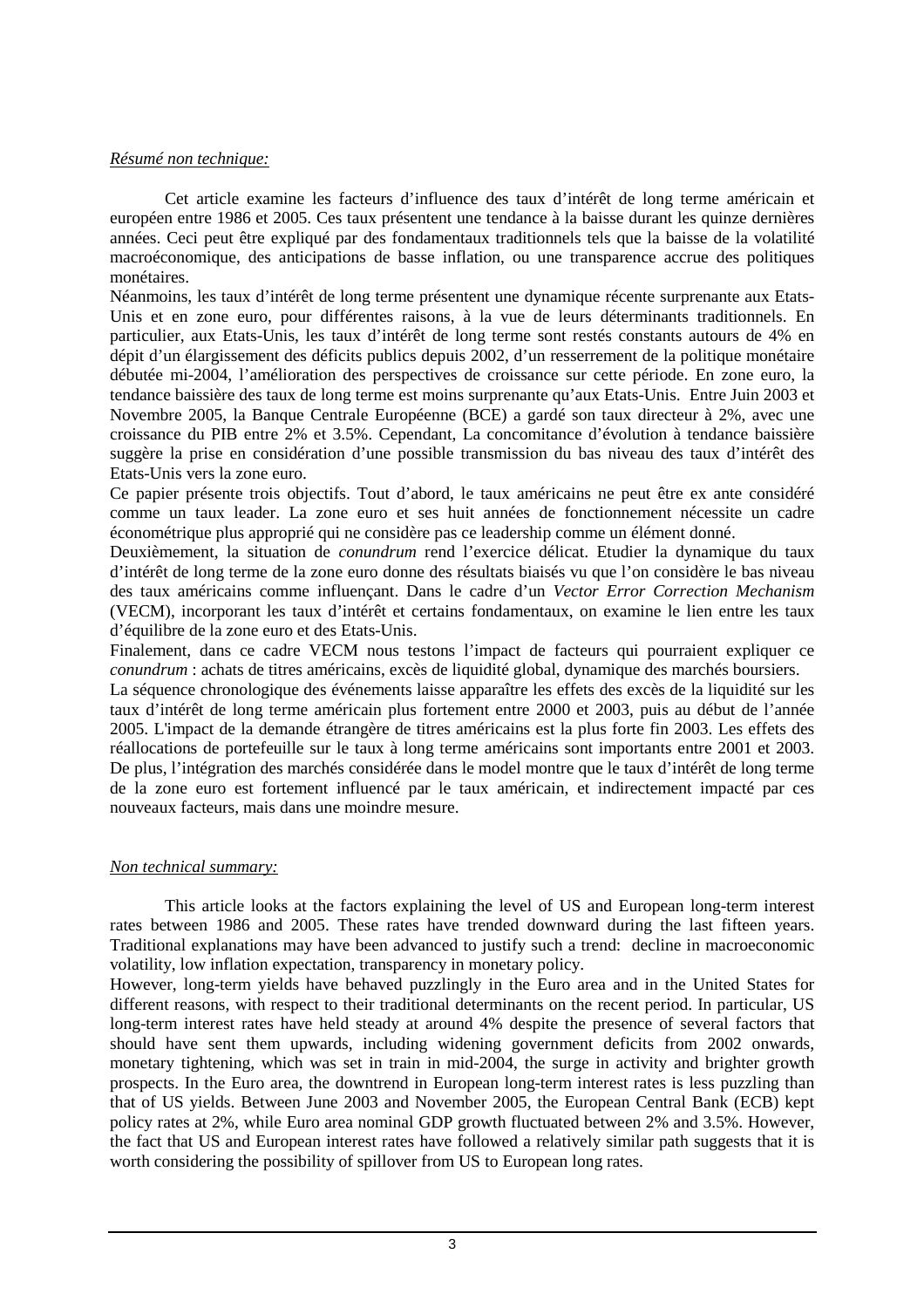*Résumé non technique:*

Cet article examine les facteurs d'influence des taux d'intérêt de long terme américain et européen entre 1986 et 2005. Ces taux présentent une tendance à la baisse durant les quinze dernières années. Ceci peut être expliqué par des fondamentaux traditionnels tels que la baisse de la volatilité macroéconomique, des anticipations de basse inflation, ou une transparence accrue des politiques monétaires.

Néanmoins, les taux d'intérêt de long terme présentent une dynamique récente surprenante aux Etats-Unis et en zone euro, pour différentes raisons, à la vue de leurs déterminants traditionnels. En particulier, aux Etats-Unis, les taux d'intérêt de long terme sont restés constants autours de 4% en dépit d'un élargissement des déficits publics depuis 2002, d'un resserrement de la politique monétaire débutée mi-2004, l'amélioration des perspectives de croissance sur cette période. En zone euro, la tendance baissière des taux de long terme est moins surprenante qu'aux Etats-Unis. Entre Juin 2003 et Novembre 2005, la Banque Centrale Européenne (BCE) a gardé son taux directeur à 2%, avec une croissance du PIB entre 2% et 3.5%. Cependant, La concomitance d'évolution à tendance baissière suggère la prise en considération d'une possible transmission du bas niveau des taux d'intérêt des Etats-Unis vers la zone euro.

Ce papier présente trois objectifs. Tout d'abord, le taux américains ne peut être ex ante considéré comme un taux leader. La zone euro et ses huit années de fonctionnement nécessite un cadre économétrique plus approprié qui ne considère pas ce leadership comme un élément donné.

Deuxièmement, la situation de *conundrum* rend l'exercice délicat. Etudier la dynamique du taux d'intérêt de long terme de la zone euro donne des résultats biaisés vu que l'on considère le bas niveau des taux américains comme influençant. Dans le cadre d'un *Vector Error Correction Mechanism* (VECM), incorporant les taux d'intérêt et certains fondamentaux, on examine le lien entre les taux d'équilibre de la zone euro et des Etats-Unis.

Finalement, dans ce cadre VECM nous testons l'impact de facteurs qui pourraient expliquer ce *conundrum* : achats de titres américains, excès de liquidité global, dynamique des marchés boursiers.

La séquence chronologique des événements laisse apparaître les effets des excès de la liquidité sur les taux d'intérêt de long terme américain plus fortement entre 2000 et 2003, puis au début de l'année 2005. L'impact de la demande étrangère de titres américains est la plus forte fin 2003. Les effets des réallocations de portefeuille sur le taux à long terme américains sont importants entre 2001 et 2003. De plus, l'intégration des marchés considérée dans le model montre que le taux d'intérêt de long terme de la zone euro est fortement influencé par le taux américain, et indirectement impacté par ces nouveaux facteurs, mais dans une moindre mesure.

*Non technical summary:*

This article looks at the factors explaining the level of US and European long-term interest rates between 1986 and 2005. These rates have trended downward during the last fifteen years. Traditional explanations may have been advanced to justify such a trend: decline in macroeconomic volatility, low inflation expectation, transparency in monetary policy.

However, long-term yields have behaved puzzlingly in the Euro area and in the United States for different reasons, with respect to their traditional determinants on the recent period. In particular, US long-term interest rates have held steady at around 4% despite the presence of several factors that should have sent them upwards, including widening government deficits from 2002 onwards, monetary tightening, which was set in train in mid-2004, the surge in activity and brighter growth prospects. In the Euro area, the downtrend in European long-term interest rates is less puzzling than that of US yields. Between June 2003 and November 2005, the European Central Bank (ECB) kept policy rates at 2%, while Euro area nominal GDP growth fluctuated between 2% and 3.5%. However, the fact that US and European interest rates have followed a relatively similar path suggests that it is worth considering the possibility of spillover from US to European long rates.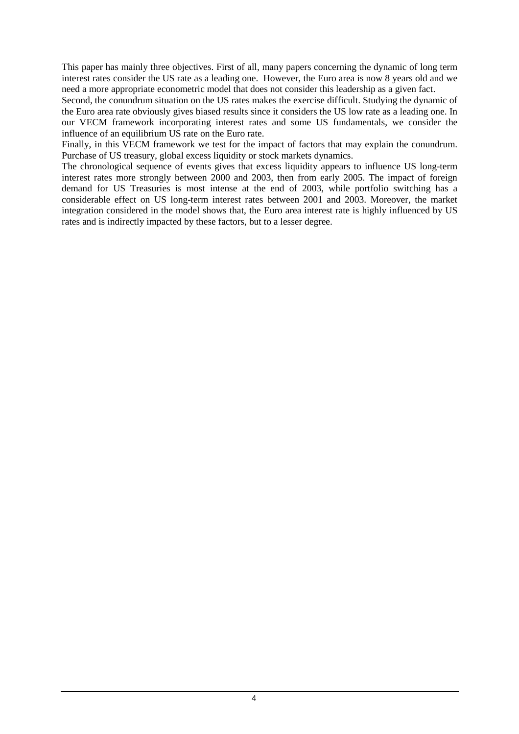This paper has mainly three objectives. First of all, many papers concerning the dynamic of long term interest rates consider the US rate as a leading one. However, the Euro area is now 8 years old and we need a more appropriate econometric model that does not consider this leadership as a given fact.

Second, the conundrum situation on the US rates makes the exercise difficult. Studying the dynamic of the Euro area rate obviously gives biased results since it considers the US low rate as a leading one. In our VECM framework incorporating interest rates and some US fundamentals, we consider the influence of an equilibrium US rate on the Euro rate.

Finally, in this VECM framework we test for the impact of factors that may explain the conundrum. Purchase of US treasury, global excess liquidity or stock markets dynamics.

The chronological sequence of events gives that excess liquidity appears to influence US long-term interest rates more strongly between 2000 and 2003, then from early 2005. The impact of foreign demand for US Treasuries is most intense at the end of 2003, while portfolio switching has a considerable effect on US long-term interest rates between 2001 and 2003. Moreover, the market integration considered in the model shows that, the Euro area interest rate is highly influenced by US rates and is indirectly impacted by these factors, but to a lesser degree.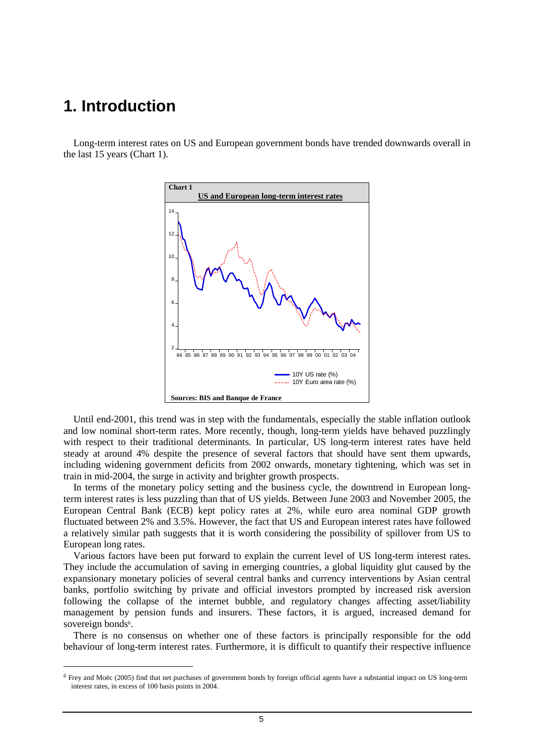# 1. Introduction

Long-term interest rates on US and European government bonds have trended downwards overall in the last 15 years (Chart 1).

**Chart 1**

**US and European long-term interest rates**

Sources: BIS and Banque de France

Until end-2001, this trend was in step with the fundamentals, especially the stable inflation outlook and low nominal short-term rates. More recently, though, long-term yields have behaved puzzlingly with respect to their traditional determinants. In particular, US long-term interest rates have held steady at around 4% despite the presence of several factors that should have sent them upwards, including widening government deficits from 2002 onwards, monetary tightening, which was set in train in mid-2004, the surge in activity and brighter growth prospects.

In terms of the monetary policy setting and the business cycle, the downtrend in European long-term interest rates is less puzzling than that of US yields. Between June 2003 and November 2005, the European Central Bank (ECB) kept policy rates at 2%, while euro area nominal GDP growth fluctuated between 2% and 3.5%. However, the fact that US and European interest rates have followed a relatively similar path suggests that it is worth considering the possibility of spillover from US to European long rates.

Various factors have been put forward to explain the current level of US long-term interest rates. They include the accumulation of saving in emerging countries, a global liquidity glut caused by the expansionary monetary policies of several central banks and currency interventions by Asian central banks, portfolio switching by private and official investors prompted by increased risk aversion following the collapse of the internet bubble, and regulatory changes affecting asset/liability management by pension funds and insurers. These factors, it is argued, increased demand for sovereign bonds[6].

There is no consensus on whether one of these factors is principally responsible for the odd behaviour of long-term interest rates. Furthermore, it is difficult to quantify their respective influence

[6] Frey and Moëc (2005) find that net purchases of government bonds by foreign official agents have a substantial impact on US long-term interest rates, in excess of 100 basis points in 2004.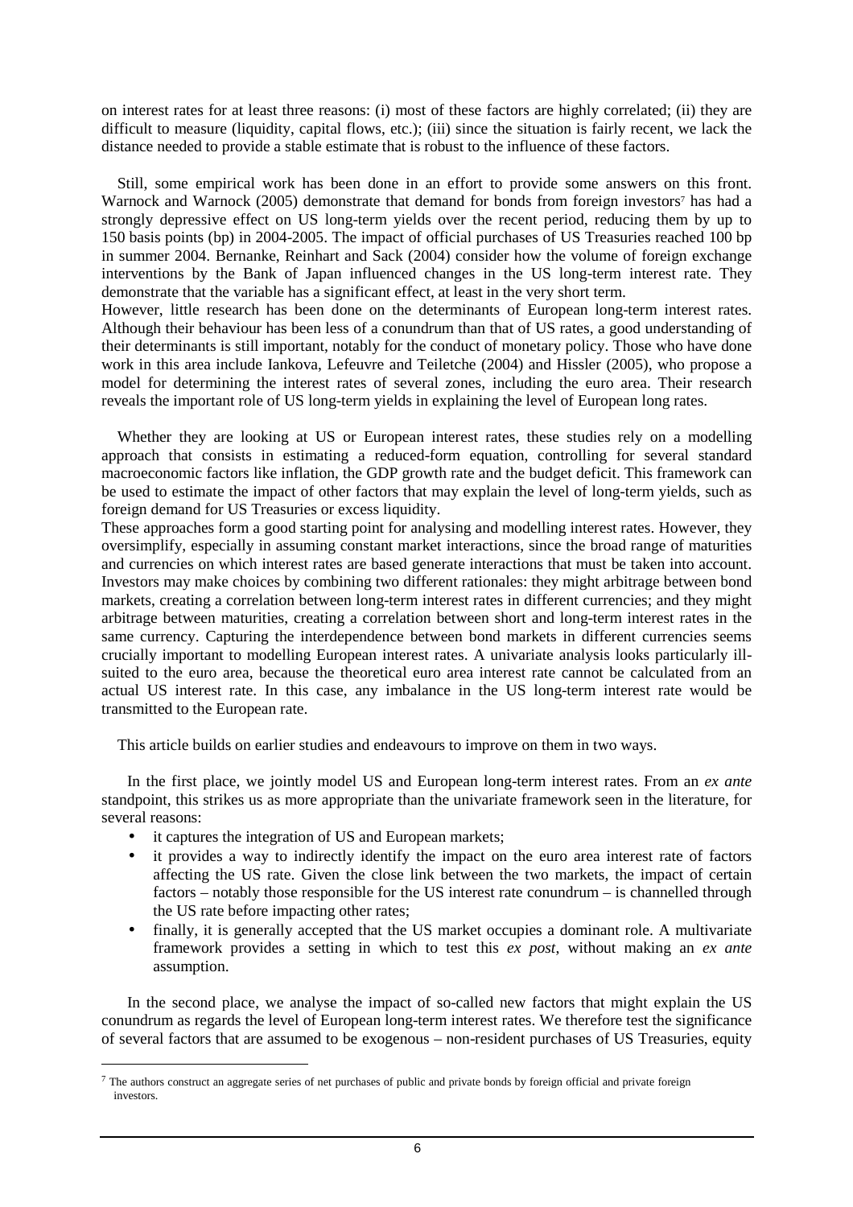on interest rates for at least three reasons: (i) most of these factors are highly correlated; (ii) they are difficult to measure (liquidity, capital flows, etc.); (iii) since the situation is fairly recent, we lack the distance needed to provide a stable estimate that is robust to the influence of these factors.

Still, some empirical work has been done in an effort to provide some answers on this front. Warnock and Warnock (2005) demonstrate that demand for bonds from foreign investors[7] has had a strongly depressive effect on US long-term yields over the recent period, reducing them by up to 150 basis points (bp) in 2004-2005. The impact of official purchases of US Treasuries reached 100 bp in summer 2004. Bernanke, Reinhart and Sack (2004) consider how the volume of foreign exchange interventions by the Bank of Japan influenced changes in the US long-term interest rate. They demonstrate that the variable has a significant effect, at least in the very short term.

However, little research has been done on the determinants of European long-term interest rates. Although their behaviour has been less of a conundrum than that of US rates, a good understanding of their determinants is still important, notably for the conduct of monetary policy. Those who have done work in this area include Iankova, Lefeuvre and Teiletche (2004) and Hissler (2005), who propose a model for determining the interest rates of several zones, including the euro area. Their research reveals the important role of US long-term yields in explaining the level of European long rates.

Whether they are looking at US or European interest rates, these studies rely on a modelling approach that consists in estimating a reduced-form equation, controlling for several standard macroeconomic factors like inflation, the GDP growth rate and the budget deficit. This framework can be used to estimate the impact of other factors that may explain the level of long-term yields, such as foreign demand for US Treasuries or excess liquidity.

These approaches form a good starting point for analysing and modelling interest rates. However, they oversimplify, especially in assuming constant market interactions, since the broad range of maturities and currencies on which interest rates are based generate interactions that must be taken into account. Investors may make choices by combining two different rationales: they might arbitrage between bond markets, creating a correlation between long-term interest rates in different currencies; and they might arbitrage between maturities, creating a correlation between short and long-term interest rates in the same currency. Capturing the interdependence between bond markets in different currencies seems crucially important to modelling European interest rates. A univariate analysis looks particularly ill-suited to the euro area, because the theoretical euro area interest rate cannot be calculated from an actual US interest rate. In this case, any imbalance in the US long-term interest rate would be transmitted to the European rate.

This article builds on earlier studies and endeavours to improve on them in two ways.

In the first place, we jointly model US and European long-term interest rates. From an *ex ante* standpoint, this strikes us as more appropriate than the univariate framework seen in the literature, for several reasons:

- it captures the integration of US and European markets;
- it provides a way to indirectly identify the impact on the euro area interest rate of factors affecting the US rate. Given the close link between the two markets, the impact of certain factors – notably those responsible for the US interest rate conundrum – is channelled through the US rate before impacting other rates;
- finally, it is generally accepted that the US market occupies a dominant role. A multivariate framework provides a setting in which to test this *ex post*, without making an *ex ante* assumption.

In the second place, we analyse the impact of so-called new factors that might explain the US conundrum as regards the level of European long-term interest rates. We therefore test the significance of several factors that are assumed to be exogenous – non-resident purchases of US Treasuries, equity

[7] The authors construct an aggregate series of net purchases of public and private bonds by foreign official and private foreign investors.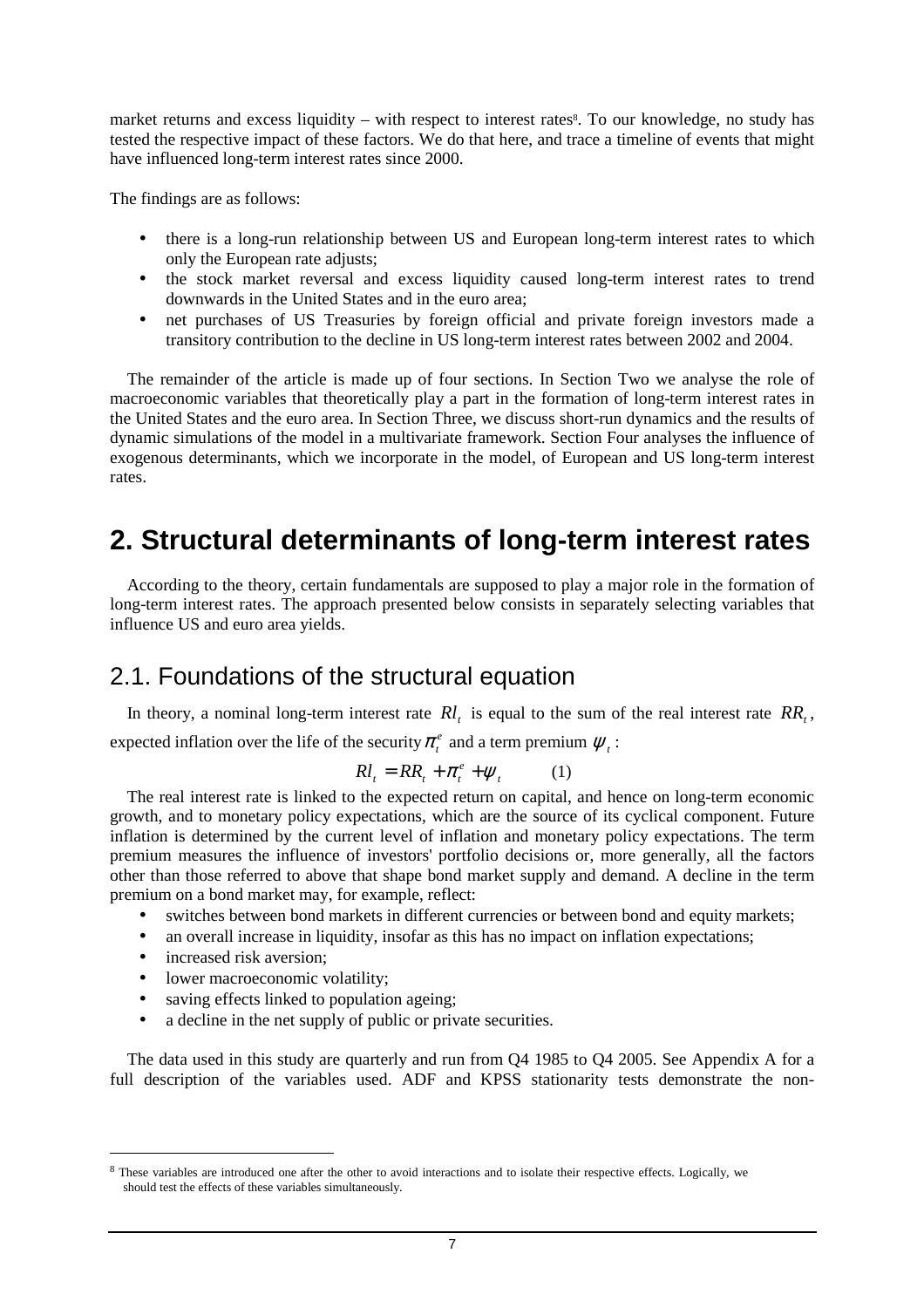market returns and excess liquidity – with respect to interest rates[8]. To our knowledge, no study has tested the respective impact of these factors. We do that here, and trace a timeline of events that might have influenced long-term interest rates since 2000.

The findings are as follows:

- there is a long-run relationship between US and European long-term interest rates to which only the European rate adjusts;
- the stock market reversal and excess liquidity caused long-term interest rates to trend downwards in the United States and in the euro area;
- net purchases of US Treasuries by foreign official and private foreign investors made a transitory contribution to the decline in US long-term interest rates between 2002 and 2004.

The remainder of the article is made up of four sections. In Section Two we analyse the role of macroeconomic variables that theoretically play a part in the formation of long-term interest rates in the United States and the euro area. In Section Three, we discuss short-run dynamics and the results of dynamic simulations of the model in a multivariate framework. Section Four analyses the influence of exogenous determinants, which we incorporate in the model, of European and US long-term interest rates.

# 2. Structural determinants of long-term interest rates

According to the theory, certain fundamentals are supposed to play a major role in the formation of long-term interest rates. The approach presented below consists in separately selecting variables that influence US and euro area yields.

## 2.1. Foundations of the structural equation

In theory, a nominal long-term interest rate $Rl_t$ is equal to the sum of the real interest rate $RR_t$, expected inflation over the life of the security $\pi_t^e$ and a term premium $\psi_t$:

$$Rl_t = RR_t + \pi_t^e + \psi_t \qquad (1)$$

The real interest rate is linked to the expected return on capital, and hence on long-term economic growth, and to monetary policy expectations, which are the source of its cyclical component. Future inflation is determined by the current level of inflation and monetary policy expectations. The term premium measures the influence of investors' portfolio decisions or, more generally, all the factors other than those referred to above that shape bond market supply and demand. A decline in the term premium on a bond market may, for example, reflect:

- switches between bond markets in different currencies or between bond and equity markets;
- an overall increase in liquidity, insofar as this has no impact on inflation expectations;
- increased risk aversion;
- lower macroeconomic volatility;
- saving effects linked to population ageing;
- a decline in the net supply of public or private securities.

The data used in this study are quarterly and run from Q4 1985 to Q4 2005. See Appendix A for a full description of the variables used. ADF and KPSS stationarity tests demonstrate the non-

[8] These variables are introduced one after the other to avoid interactions and to isolate their respective effects. Logically, we should test the effects of these variables simultaneously.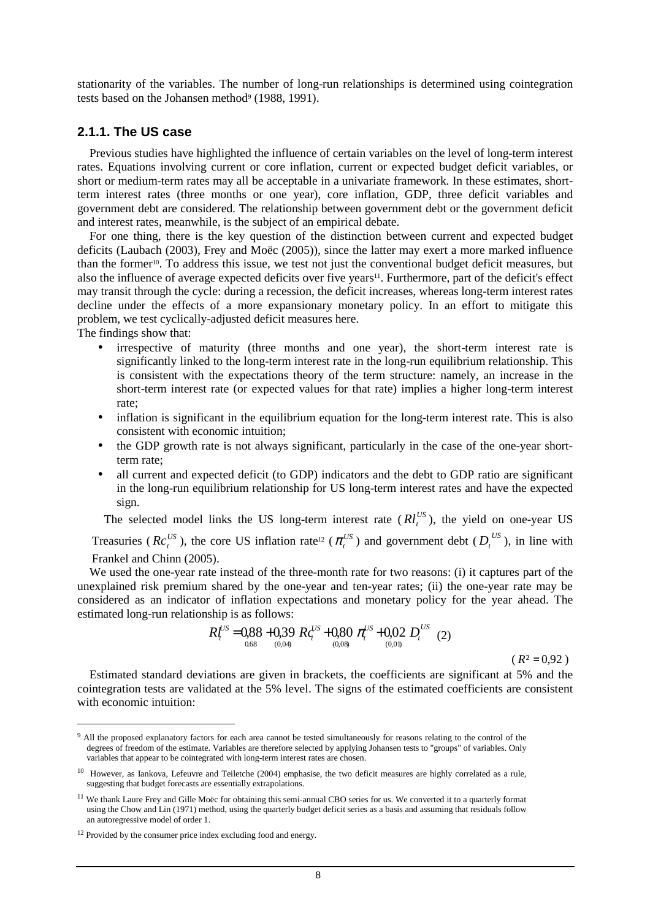stationarity of the variables. The number of long-run relationships is determined using cointegration tests based on the Johansen method[9] (1988, 1991).

### 2.1.1. The US case

Previous studies have highlighted the influence of certain variables on the level of long-term interest rates. Equations involving current or core inflation, current or expected budget deficit variables, or short or medium-term rates may all be acceptable in a univariate framework. In these estimates, short-term interest rates (three months or one year), core inflation, GDP, three deficit variables and government debt are considered. The relationship between government debt or the government deficit and interest rates, meanwhile, is the subject of an empirical debate.

For one thing, there is the key question of the distinction between current and expected budget deficits (Laubach (2003), Frey and Moëc (2005)), since the latter may exert a more marked influence than the former[10]. To address this issue, we test not just the conventional budget deficit measures, but also the influence of average expected deficits over five years[11]. Furthermore, part of the deficit's effect may transit through the cycle: during a recession, the deficit increases, whereas long-term interest rates decline under the effects of a more expansionary monetary policy. In an effort to mitigate this problem, we test cyclically-adjusted deficit measures here.

The findings show that:

- irrespective of maturity (three months and one year), the short-term interest rate is significantly linked to the long-term interest rate in the long-run equilibrium relationship. This is consistent with the expectations theory of the term structure: namely, an increase in the short-term interest rate (or expected values for that rate) implies a higher long-term interest rate;
- inflation is significant in the equilibrium equation for the long-term interest rate. This is also consistent with economic intuition;
- the GDP growth rate is not always significant, particularly in the case of the one-year short-term rate;
- all current and expected deficit (to GDP) indicators and the debt to GDP ratio are significant in the long-run equilibrium relationship for US long-term interest rates and have the expected sign.

The selected model links the US long-term interest rate ($Rl_t^{US}$), the yield on one-year US Treasuries ($Rc_t^{US}$), the core US inflation rate[12] ($\pi_t^{US}$) and government debt ($D_t^{US}$), in line with Frankel and Chinn (2005).

We used the one-year rate instead of the three-month rate for two reasons: (i) it captures part of the unexplained risk premium shared by the one-year and ten-year rates; (ii) the one-year rate may be considered as an indicator of inflation expectations and monetary policy for the year ahead. The estimated long-run relationship is as follows:

$$Rl_t^{US} = \underset{0.68}{0{,}88} + \underset{(0{,}04)}{0{,}39}\ Rc_t^{US} + \underset{(0{,}08)}{0{,}80}\ \pi_t^{US} + \underset{(0{,}01)}{0{,}02}\ D_t^{US} \quad (2)$$

($R^2 = 0{,}92$)

Estimated standard deviations are given in brackets, the coefficients are significant at 5% and the cointegration tests are validated at the 5% level. The signs of the estimated coefficients are consistent with economic intuition:

---

[9] All the proposed explanatory factors for each area cannot be tested simultaneously for reasons relating to the control of the degrees of freedom of the estimate. Variables are therefore selected by applying Johansen tests to "groups" of variables. Only variables that appear to be cointegrated with long-term interest rates are chosen.

[10] However, as Iankova, Lefeuvre and Teiletche (2004) emphasise, the two deficit measures are highly correlated as a rule, suggesting that budget forecasts are essentially extrapolations.

[11] We thank Laure Frey and Gille Moëc for obtaining this semi-annual CBO series for us. We converted it to a quarterly format using the Chow and Lin (1971) method, using the quarterly budget deficit series as a basis and assuming that residuals follow an autoregressive model of order 1.

[12] Provided by the consumer price index excluding food and energy.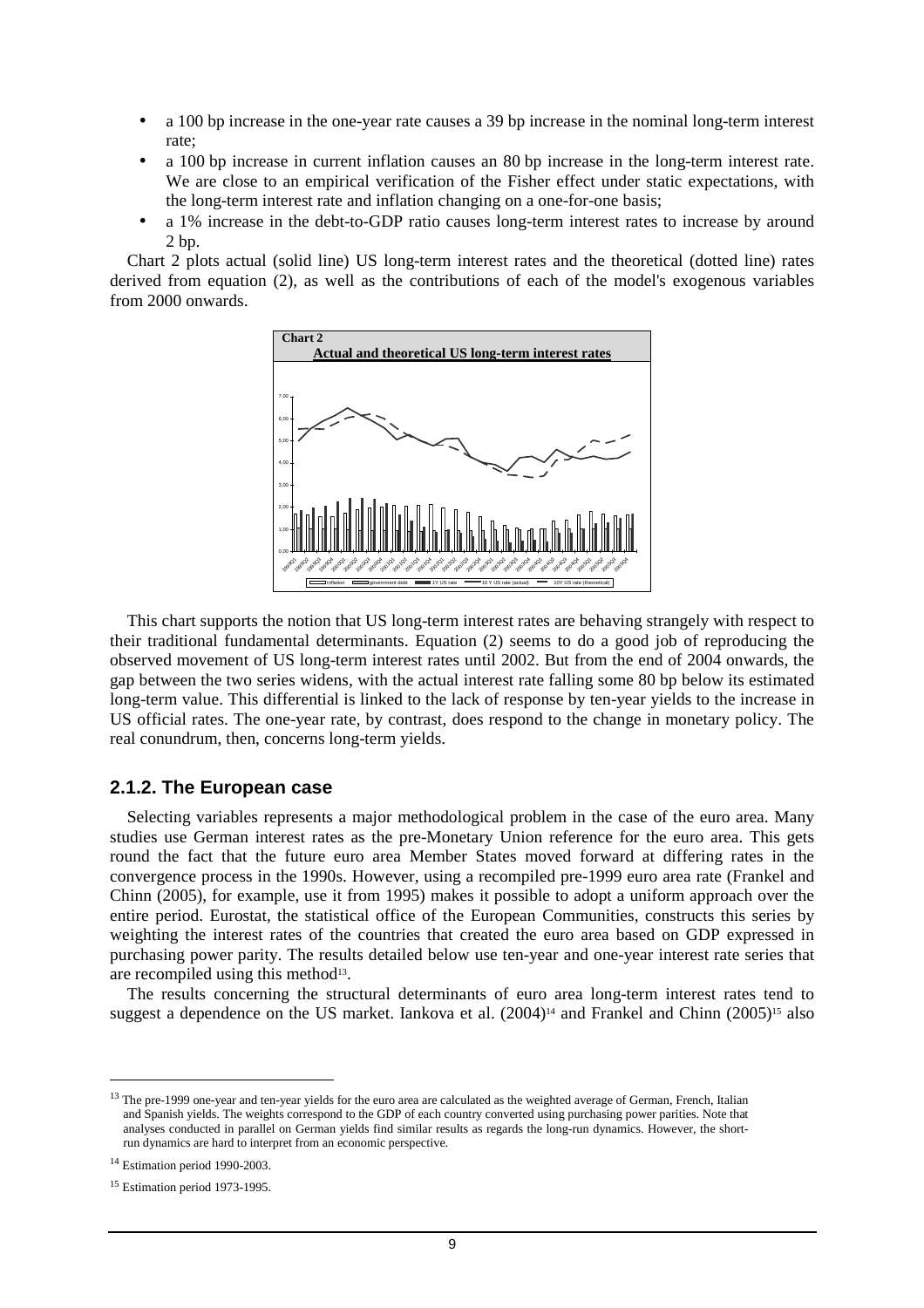- a 100 bp increase in the one-year rate causes a 39 bp increase in the nominal long-term interest rate;
- a 100 bp increase in current inflation causes an 80 bp increase in the long-term interest rate. We are close to an empirical verification of the Fisher effect under static expectations, with the long-term interest rate and inflation changing on a one-for-one basis;
- a 1% increase in the debt-to-GDP ratio causes long-term interest rates to increase by around 2 bp.

Chart 2 plots actual (solid line) US long-term interest rates and the theoretical (dotted line) rates derived from equation (2), as well as the contributions of each of the model's exogenous variables from 2000 onwards.

**Chart 2**

**Actual and theoretical US long-term interest rates**

This chart supports the notion that US long-term interest rates are behaving strangely with respect to their traditional fundamental determinants. Equation (2) seems to do a good job of reproducing the observed movement of US long-term interest rates until 2002. But from the end of 2004 onwards, the gap between the two series widens, with the actual interest rate falling some 80 bp below its estimated long-term value. This differential is linked to the lack of response by ten-year yields to the increase in US official rates. The one-year rate, by contrast, does respond to the change in monetary policy. The real conundrum, then, concerns long-term yields.

### 2.1.2. The European case

Selecting variables represents a major methodological problem in the case of the euro area. Many studies use German interest rates as the pre-Monetary Union reference for the euro area. This gets round the fact that the future euro area Member States moved forward at differing rates in the convergence process in the 1990s. However, using a recompiled pre-1999 euro area rate (Frankel and Chinn (2005), for example, use it from 1995) makes it possible to adopt a uniform approach over the entire period. Eurostat, the statistical office of the European Communities, constructs this series by weighting the interest rates of the countries that created the euro area based on GDP expressed in purchasing power parity. The results detailed below use ten-year and one-year interest rate series that are recompiled using this method[13].

The results concerning the structural determinants of euro area long-term interest rates tend to suggest a dependence on the US market. Iankova et al. (2004)[14] and Frankel and Chinn (2005)[15] also

---

[13] The pre-1999 one-year and ten-year yields for the euro area are calculated as the weighted average of German, French, Italian and Spanish yields. The weights correspond to the GDP of each country converted using purchasing power parities. Note that analyses conducted in parallel on German yields find similar results as regards the long-run dynamics. However, the short-run dynamics are hard to interpret from an economic perspective.

[14] Estimation period 1990-2003.

[15] Estimation period 1973-1995.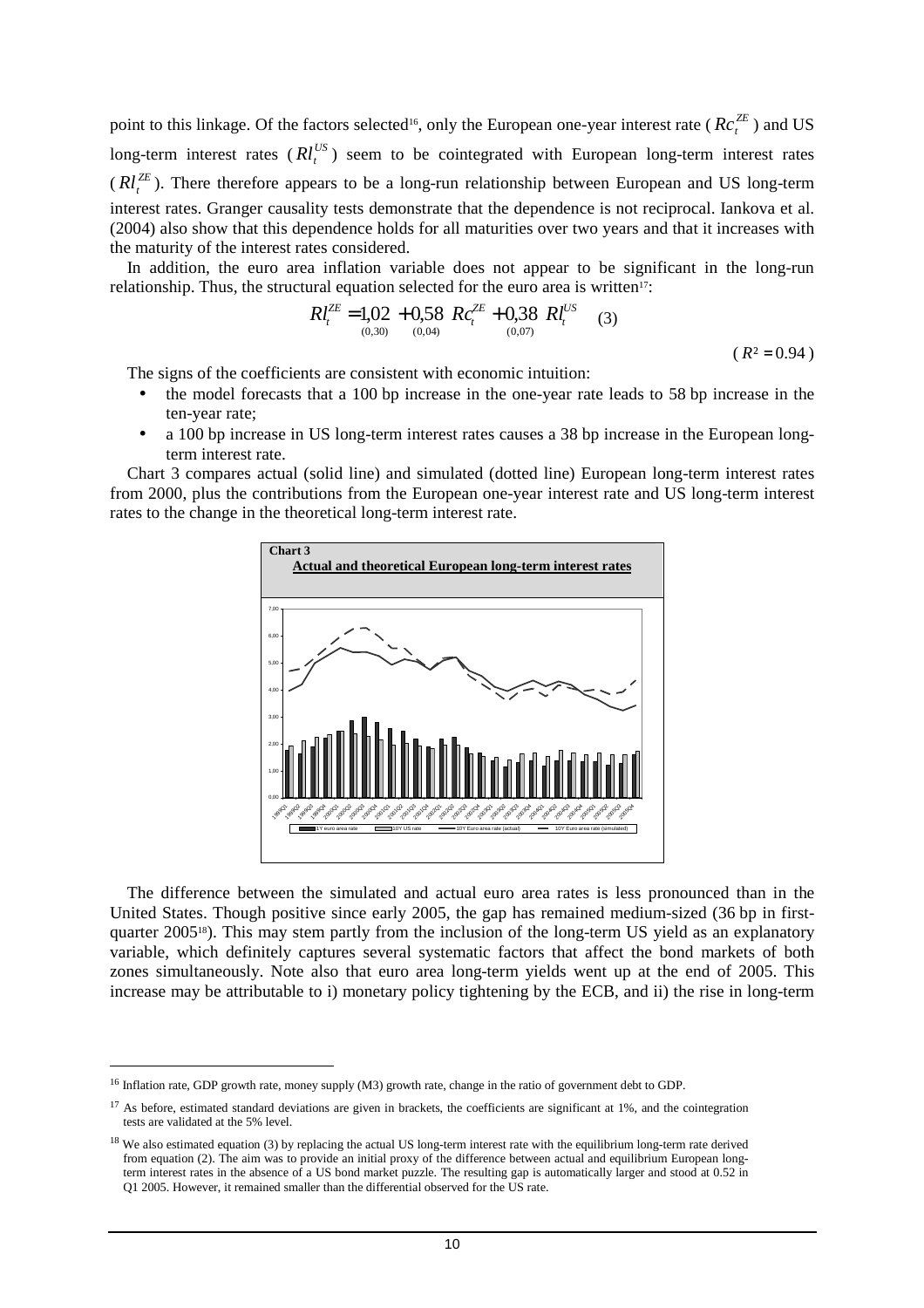point to this linkage. Of the factors selected[16], only the European one-year interest rate ($Rc_t^{ZE}$) and US long-term interest rates ($Rl_t^{US}$) seem to be cointegrated with European long-term interest rates ($Rl_t^{ZE}$). There therefore appears to be a long-run relationship between European and US long-term interest rates. Granger causality tests demonstrate that the dependence is not reciprocal. Iankova et al. (2004) also show that this dependence holds for all maturities over two years and that it increases with the maturity of the interest rates considered.

In addition, the euro area inflation variable does not appear to be significant in the long-run relationship. Thus, the structural equation selected for the euro area is written[17]:

$$Rl_t^{ZE} = \underset{(0,30)}{1{,}02} + \underset{(0,04)}{0{,}58}\ Rc_t^{ZE} + \underset{(0,07)}{0{,}38}\ Rl_t^{US} \quad (3)$$

$$(R^2 = 0.94)$$

The signs of the coefficients are consistent with economic intuition:

- the model forecasts that a 100 bp increase in the one-year rate leads to 58 bp increase in the ten-year rate;
- a 100 bp increase in US long-term interest rates causes a 38 bp increase in the European long-term interest rate.

Chart 3 compares actual (solid line) and simulated (dotted line) European long-term interest rates from 2000, plus the contributions from the European one-year interest rate and US long-term interest rates to the change in the theoretical long-term interest rate.

**Chart 3**
**Actual and theoretical European long-term interest rates**

The difference between the simulated and actual euro area rates is less pronounced than in the United States. Though positive since early 2005, the gap has remained medium-sized (36 bp in first-quarter 2005[18]). This may stem partly from the inclusion of the long-term US yield as an explanatory variable, which definitely captures several systematic factors that affect the bond markets of both zones simultaneously. Note also that euro area long-term yields went up at the end of 2005. This increase may be attributable to i) monetary policy tightening by the ECB, and ii) the rise in long-term

---

[16] Inflation rate, GDP growth rate, money supply (M3) growth rate, change in the ratio of government debt to GDP.

[17] As before, estimated standard deviations are given in brackets, the coefficients are significant at 1%, and the cointegration tests are validated at the 5% level.

[18] We also estimated equation (3) by replacing the actual US long-term interest rate with the equilibrium long-term rate derived from equation (2). The aim was to provide an initial proxy of the difference between actual and equilibrium European long-term interest rates in the absence of a US bond market puzzle. The resulting gap is automatically larger and stood at 0.52 in Q1 2005. However, it remained smaller than the differential observed for the US rate.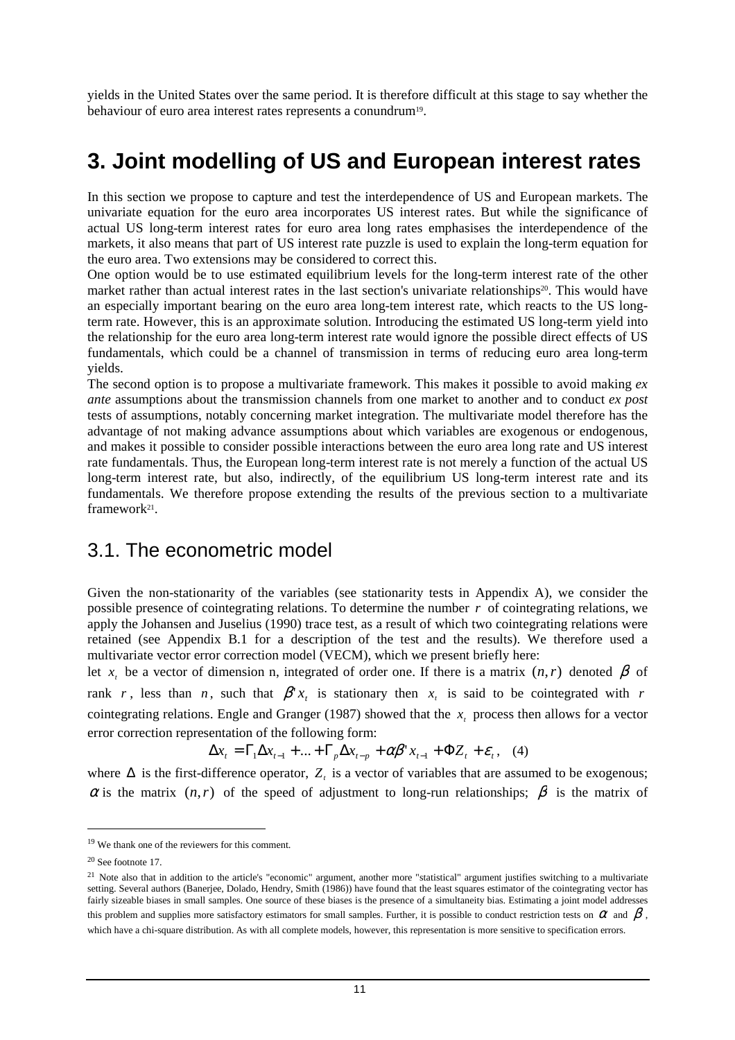yields in the United States over the same period. It is therefore difficult at this stage to say whether the behaviour of euro area interest rates represents a conundrum[19].

# 3. Joint modelling of US and European interest rates

In this section we propose to capture and test the interdependence of US and European markets. The univariate equation for the euro area incorporates US interest rates. But while the significance of actual US long-term interest rates for euro area long rates emphasises the interdependence of the markets, it also means that part of US interest rate puzzle is used to explain the long-term equation for the euro area. Two extensions may be considered to correct this.

One option would be to use estimated equilibrium levels for the long-term interest rate of the other market rather than actual interest rates in the last section's univariate relationships[20]. This would have an especially important bearing on the euro area long-tem interest rate, which reacts to the US long-term rate. However, this is an approximate solution. Introducing the estimated US long-term yield into the relationship for the euro area long-term interest rate would ignore the possible direct effects of US fundamentals, which could be a channel of transmission in terms of reducing euro area long-term yields.

The second option is to propose a multivariate framework. This makes it possible to avoid making *ex ante* assumptions about the transmission channels from one market to another and to conduct *ex post* tests of assumptions, notably concerning market integration. The multivariate model therefore has the advantage of not making advance assumptions about which variables are exogenous or endogenous, and makes it possible to consider possible interactions between the euro area long rate and US interest rate fundamentals. Thus, the European long-term interest rate is not merely a function of the actual US long-term interest rate, but also, indirectly, of the equilibrium US long-term interest rate and its fundamentals. We therefore propose extending the results of the previous section to a multivariate framework[21].

## 3.1. The econometric model

Given the non-stationarity of the variables (see stationarity tests in Appendix A), we consider the possible presence of cointegrating relations. To determine the number $r$ of cointegrating relations, we apply the Johansen and Juselius (1990) trace test, as a result of which two cointegrating relations were retained (see Appendix B.1 for a description of the test and the results). We therefore used a multivariate vector error correction model (VECM), which we present briefly here:

let $x_t$ be a vector of dimension n, integrated of order one. If there is a matrix $(n,r)$ denoted $\beta$ of rank $r$, less than $n$, such that $\beta' x_t$ is stationary then $x_t$ is said to be cointegrated with $r$ cointegrating relations. Engle and Granger (1987) showed that the $x_t$ process then allows for a vector error correction representation of the following form:

$$\Delta x_t = \Gamma_1 \Delta x_{t-1} + ... + \Gamma_p \Delta x_{t-p} + \alpha \beta' x_{t-1} + \Phi Z_t + \varepsilon_t, \quad (4)$$

where $\Delta$ is the first-difference operator, $Z_t$ is a vector of variables that are assumed to be exogenous; $\alpha$ is the matrix $(n,r)$ of the speed of adjustment to long-run relationships; $\beta$ is the matrix of

[19] We thank one of the reviewers for this comment.

[20] See footnote 17.

[21] Note also that in addition to the article's "economic" argument, another more "statistical" argument justifies switching to a multivariate setting. Several authors (Banerjee, Dolado, Hendry, Smith (1986)) have found that the least squares estimator of the cointegrating vector has fairly sizeable biases in small samples. One source of these biases is the presence of a simultaneity bias. Estimating a joint model addresses this problem and supplies more satisfactory estimators for small samples. Further, it is possible to conduct restriction tests on $\alpha$ and $\beta$, which have a chi-square distribution. As with all complete models, however, this representation is more sensitive to specification errors.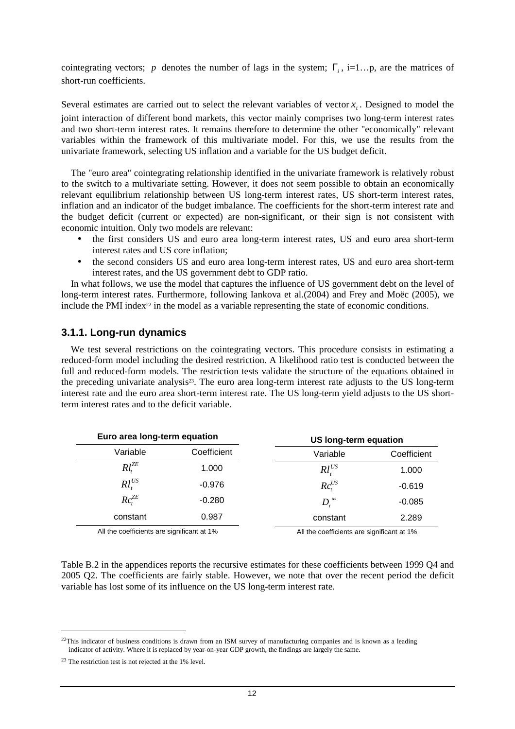cointegrating vectors; $p$ denotes the number of lags in the system; $\Gamma_i$, i=1…p, are the matrices of short-run coefficients.

Several estimates are carried out to select the relevant variables of vector $x_t$. Designed to model the joint interaction of different bond markets, this vector mainly comprises two long-term interest rates and two short-term interest rates. It remains therefore to determine the other "economically" relevant variables within the framework of this multivariate model. For this, we use the results from the univariate framework, selecting US inflation and a variable for the US budget deficit.

The "euro area" cointegrating relationship identified in the univariate framework is relatively robust to the switch to a multivariate setting. However, it does not seem possible to obtain an economically relevant equilibrium relationship between US long-term interest rates, US short-term interest rates, inflation and an indicator of the budget imbalance. The coefficients for the short-term interest rate and the budget deficit (current or expected) are non-significant, or their sign is not consistent with economic intuition. Only two models are relevant:

- the first considers US and euro area long-term interest rates, US and euro area short-term interest rates and US core inflation;
- the second considers US and euro area long-term interest rates, US and euro area short-term interest rates, and the US government debt to GDP ratio.

In what follows, we use the model that captures the influence of US government debt on the level of long-term interest rates. Furthermore, following Iankova et al.(2004) and Frey and Moëc (2005), we include the PMI index[22] in the model as a variable representing the state of economic conditions.

### 3.1.1. Long-run dynamics

We test several restrictions on the cointegrating vectors. This procedure consists in estimating a reduced-form model including the desired restriction. A likelihood ratio test is conducted between the full and reduced-form models. The restriction tests validate the structure of the equations obtained in the preceding univariate analysis[23]. The euro area long-term interest rate adjusts to the US long-term interest rate and the euro area short-term interest rate. The US long-term yield adjusts to the US short-term interest rates and to the deficit variable.

**Euro area long-term equation**

| Variable | Coefficient |
|---|---|
| $Rl_t^{ZE}$ | 1.000 |
| $Rl_t^{US}$ | -0.976 |
| $Rc_t^{ZE}$ | -0.280 |
| constant | 0.987 |

All the coefficients are significant at 1%

**US long-term equation**

| Variable | Coefficient |
|---|---|
| $Rl_t^{US}$ | 1.000 |
| $Rc_t^{US}$ | -0.619 |
| $D_t^{us}$ | -0.085 |
| constant | 2.289 |

All the coefficients are significant at 1%

Table B.2 in the appendices reports the recursive estimates for these coefficients between 1999 Q4 and 2005 Q2. The coefficients are fairly stable. However, we note that over the recent period the deficit variable has lost some of its influence on the US long-term interest rate.

[22] This indicator of business conditions is drawn from an ISM survey of manufacturing companies and is known as a leading indicator of activity. Where it is replaced by year-on-year GDP growth, the findings are largely the same.

[23] The restriction test is not rejected at the 1% level.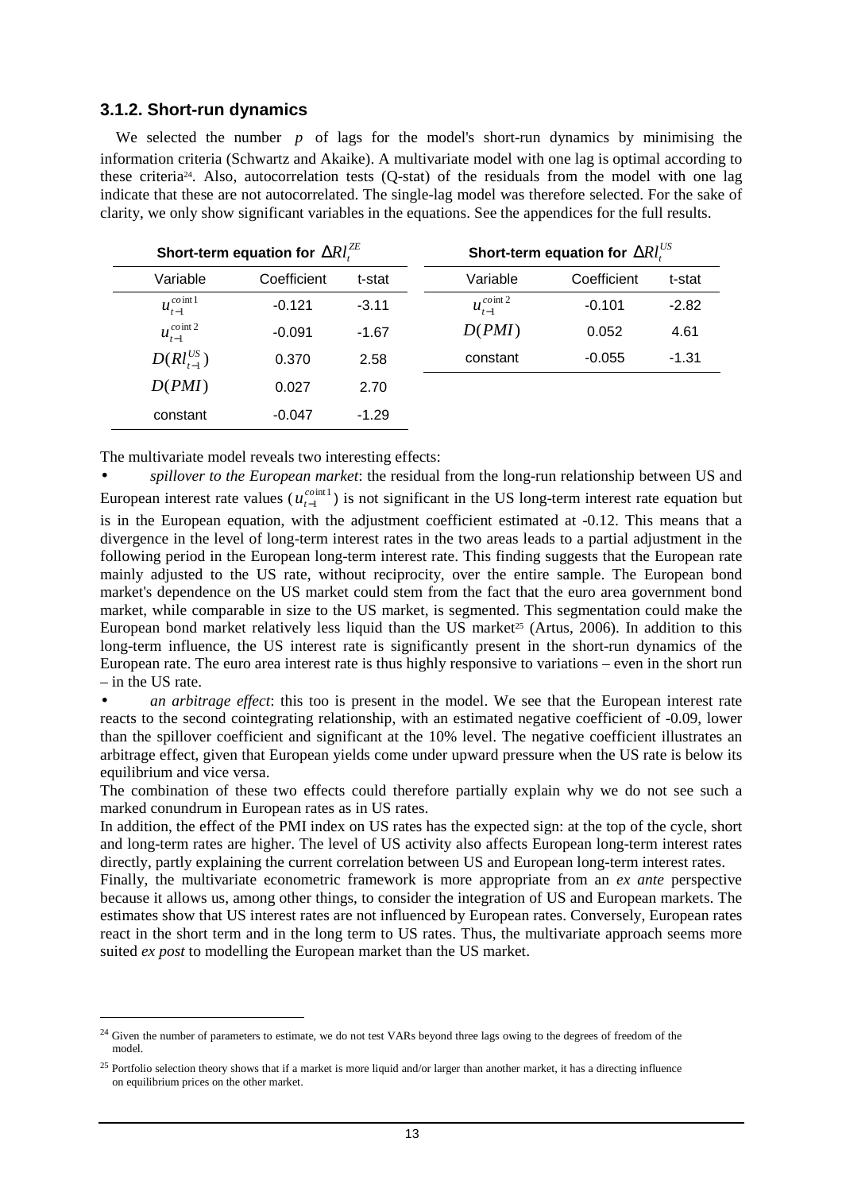### 3.1.2. Short-run dynamics

We selected the number $p$ of lags for the model's short-run dynamics by minimising the information criteria (Schwartz and Akaike). A multivariate model with one lag is optimal according to these criteria[24]. Also, autocorrelation tests (Q-stat) of the residuals from the model with one lag indicate that these are not autocorrelated. The single-lag model was therefore selected. For the sake of clarity, we only show significant variables in the equations. See the appendices for the full results.

| Short-term equation for $\Delta Rl_t^{ZE}$ | | |
|---|---|---|
| Variable | Coefficient | t-stat |
| $u_{t-1}^{coint1}$ | -0.121 | -3.11 |
| $u_{t-1}^{coint2}$ | -0.091 | -1.67 |
| $D(Rl_{t-1}^{US})$ | 0.370 | 2.58 |
| $D(PMI)$ | 0.027 | 2.70 |
| constant | -0.047 | -1.29 |

| Short-term equation for $\Delta Rl_t^{US}$ | | |
|---|---|---|
| Variable | Coefficient | t-stat |
| $u_{t-1}^{coint2}$ | -0.101 | -2.82 |
| $D(PMI)$ | 0.052 | 4.61 |
| constant | -0.055 | -1.31 |

The multivariate model reveals two interesting effects:

- *spillover to the European market*: the residual from the long-run relationship between US and European interest rate values ($u_{t-1}^{coint1}$) is not significant in the US long-term interest rate equation but is in the European equation, with the adjustment coefficient estimated at -0.12. This means that a divergence in the level of long-term interest rates in the two areas leads to a partial adjustment in the following period in the European long-term interest rate. This finding suggests that the European rate mainly adjusted to the US rate, without reciprocity, over the entire sample. The European bond market's dependence on the US market could stem from the fact that the euro area government bond market, while comparable in size to the US market, is segmented. This segmentation could make the European bond market relatively less liquid than the US market[25] (Artus, 2006). In addition to this long-term influence, the US interest rate is significantly present in the short-run dynamics of the European rate. The euro area interest rate is thus highly responsive to variations – even in the short run – in the US rate.
- *an arbitrage effect*: this too is present in the model. We see that the European interest rate reacts to the second cointegrating relationship, with an estimated negative coefficient of -0.09, lower than the spillover coefficient and significant at the 10% level. The negative coefficient illustrates an arbitrage effect, given that European yields come under upward pressure when the US rate is below its equilibrium and vice versa.

The combination of these two effects could therefore partially explain why we do not see such a marked conundrum in European rates as in US rates.

In addition, the effect of the PMI index on US rates has the expected sign: at the top of the cycle, short and long-term rates are higher. The level of US activity also affects European long-term interest rates directly, partly explaining the current correlation between US and European long-term interest rates.

Finally, the multivariate econometric framework is more appropriate from an *ex ante* perspective because it allows us, among other things, to consider the integration of US and European markets. The estimates show that US interest rates are not influenced by European rates. Conversely, European rates react in the short term and in the long term to US rates. Thus, the multivariate approach seems more suited *ex post* to modelling the European market than the US market.

---

[24] Given the number of parameters to estimate, we do not test VARs beyond three lags owing to the degrees of freedom of the model.

[25] Portfolio selection theory shows that if a market is more liquid and/or larger than another market, it has a directing influence on equilibrium prices on the other market.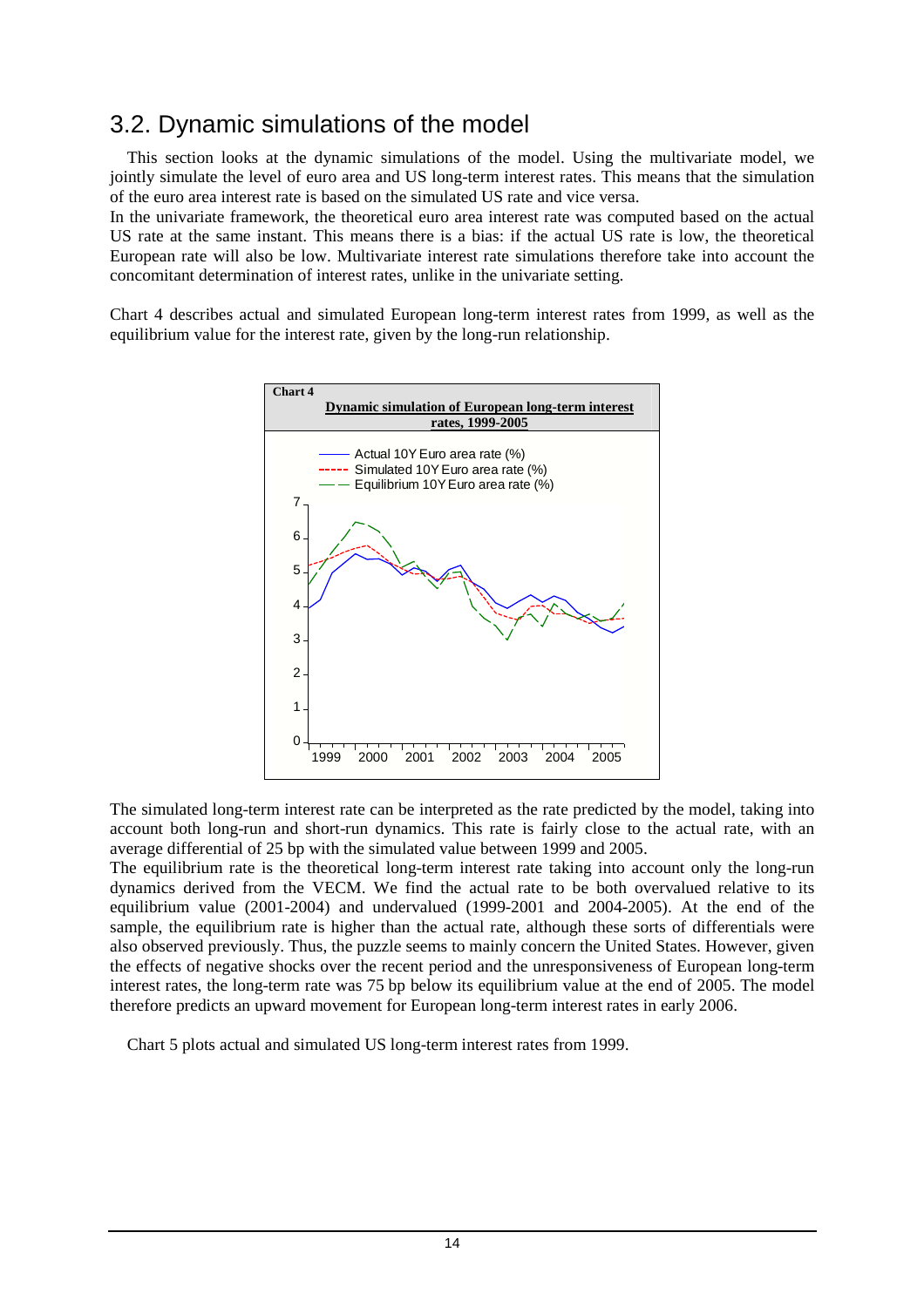## 3.2. Dynamic simulations of the model

This section looks at the dynamic simulations of the model. Using the multivariate model, we jointly simulate the level of euro area and US long-term interest rates. This means that the simulation of the euro area interest rate is based on the simulated US rate and vice versa.

In the univariate framework, the theoretical euro area interest rate was computed based on the actual US rate at the same instant. This means there is a bias: if the actual US rate is low, the theoretical European rate will also be low. Multivariate interest rate simulations therefore take into account the concomitant determination of interest rates, unlike in the univariate setting.

Chart 4 describes actual and simulated European long-term interest rates from 1999, as well as the equilibrium value for the interest rate, given by the long-run relationship.

**Chart 4**

**Dynamic simulation of European long-term interest rates, 1999-2005**

The simulated long-term interest rate can be interpreted as the rate predicted by the model, taking into account both long-run and short-run dynamics. This rate is fairly close to the actual rate, with an average differential of 25 bp with the simulated value between 1999 and 2005.

The equilibrium rate is the theoretical long-term interest rate taking into account only the long-run dynamics derived from the VECM. We find the actual rate to be both overvalued relative to its equilibrium value (2001-2004) and undervalued (1999-2001 and 2004-2005). At the end of the sample, the equilibrium rate is higher than the actual rate, although these sorts of differentials were also observed previously. Thus, the puzzle seems to mainly concern the United States. However, given the effects of negative shocks over the recent period and the unresponsiveness of European long-term interest rates, the long-term rate was 75 bp below its equilibrium value at the end of 2005. The model therefore predicts an upward movement for European long-term interest rates in early 2006.

Chart 5 plots actual and simulated US long-term interest rates from 1999.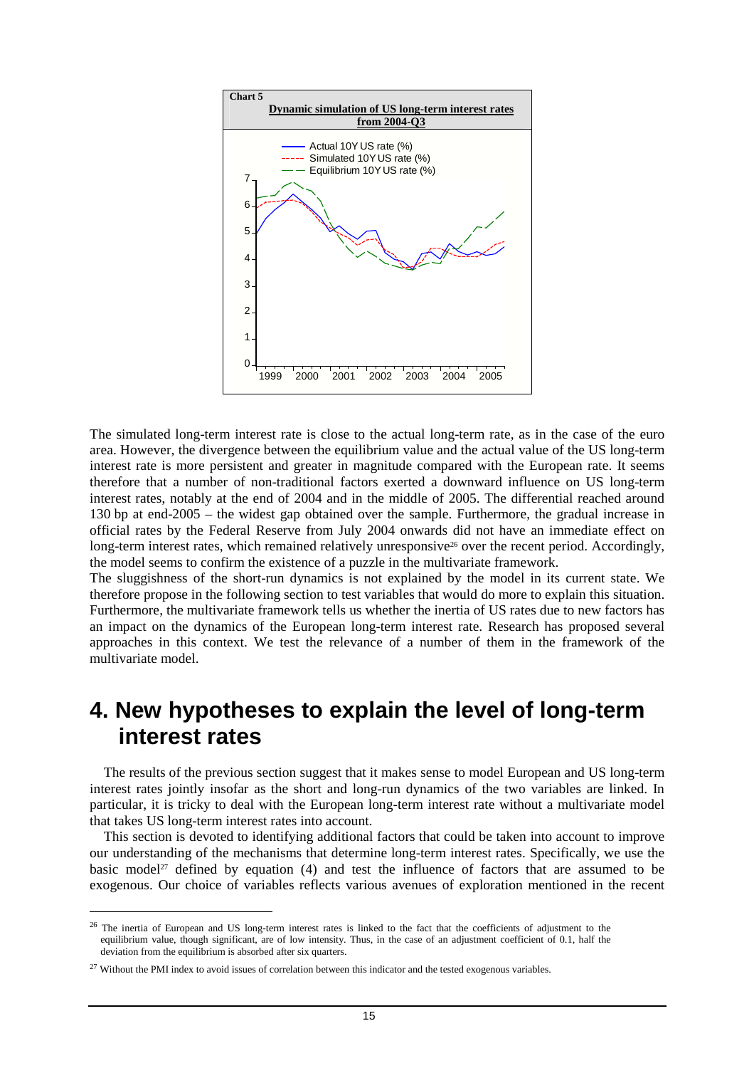**Chart 5**

**Dynamic simulation of US long-term interest rates from 2004-Q3**

The simulated long-term interest rate is close to the actual long-term rate, as in the case of the euro area. However, the divergence between the equilibrium value and the actual value of the US long-term interest rate is more persistent and greater in magnitude compared with the European rate. It seems therefore that a number of non-traditional factors exerted a downward influence on US long-term interest rates, notably at the end of 2004 and in the middle of 2005. The differential reached around 130 bp at end-2005 – the widest gap obtained over the sample. Furthermore, the gradual increase in official rates by the Federal Reserve from July 2004 onwards did not have an immediate effect on long-term interest rates, which remained relatively unresponsive[26] over the recent period. Accordingly, the model seems to confirm the existence of a puzzle in the multivariate framework.

The sluggishness of the short-run dynamics is not explained by the model in its current state. We therefore propose in the following section to test variables that would do more to explain this situation. Furthermore, the multivariate framework tells us whether the inertia of US rates due to new factors has an impact on the dynamics of the European long-term interest rate. Research has proposed several approaches in this context. We test the relevance of a number of them in the framework of the multivariate model.

# 4. New hypotheses to explain the level of long-term interest rates

The results of the previous section suggest that it makes sense to model European and US long-term interest rates jointly insofar as the short and long-run dynamics of the two variables are linked. In particular, it is tricky to deal with the European long-term interest rate without a multivariate model that takes US long-term interest rates into account.

This section is devoted to identifying additional factors that could be taken into account to improve our understanding of the mechanisms that determine long-term interest rates. Specifically, we use the basic model[27] defined by equation (4) and test the influence of factors that are assumed to be exogenous. Our choice of variables reflects various avenues of exploration mentioned in the recent

---

[26] The inertia of European and US long-term interest rates is linked to the fact that the coefficients of adjustment to the equilibrium value, though significant, are of low intensity. Thus, in the case of an adjustment coefficient of 0.1, half the deviation from the equilibrium is absorbed after six quarters.

[27] Without the PMI index to avoid issues of correlation between this indicator and the tested exogenous variables.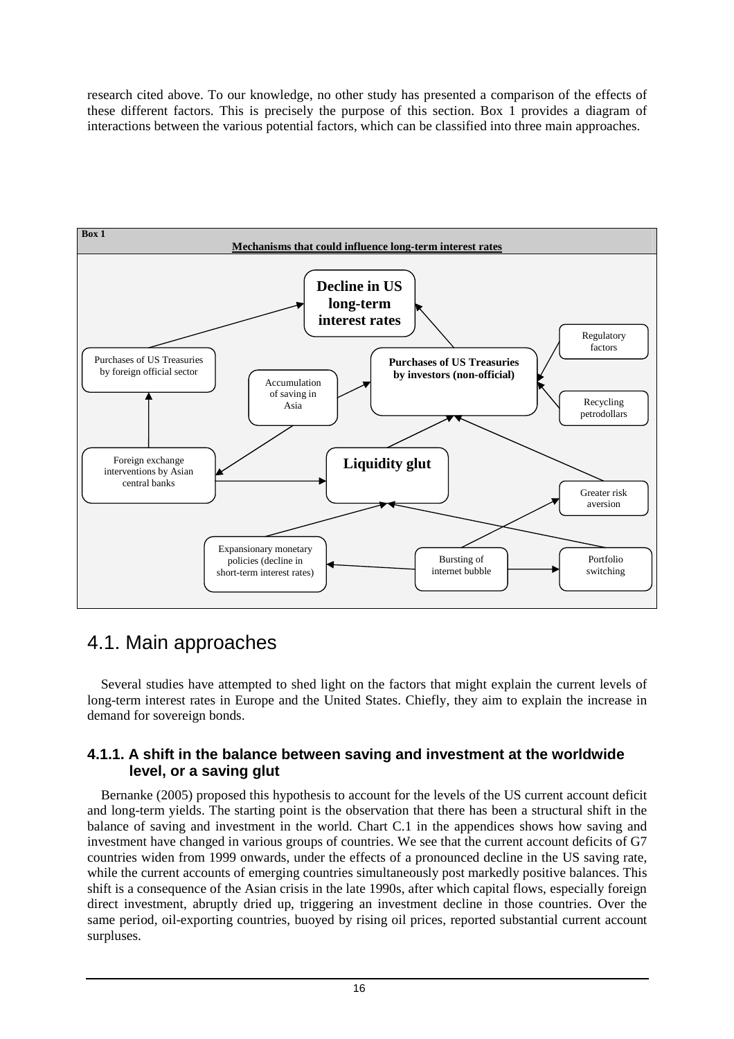research cited above. To our knowledge, no other study has presented a comparison of the effects of these different factors. This is precisely the purpose of this section. Box 1 provides a diagram of interactions between the various potential factors, which can be classified into three main approaches.

**Box 1**

**Mechanisms that could influence long-term interest rates**

- Decline in US long-term interest rates
- Purchases of US Treasuries by foreign official sector
- Purchases of US Treasuries by investors (non-official)
- Regulatory factors
- Recycling petrodollars
- Accumulation of saving in Asia
- Foreign exchange interventions by Asian central banks
- Liquidity glut
- Greater risk aversion
- Expansionary monetary policies (decline in short-term interest rates)
- Bursting of internet bubble
- Portfolio switching

## 4.1. Main approaches

Several studies have attempted to shed light on the factors that might explain the current levels of long-term interest rates in Europe and the United States. Chiefly, they aim to explain the increase in demand for sovereign bonds.

### 4.1.1. A shift in the balance between saving and investment at the worldwide level, or a saving glut

Bernanke (2005) proposed this hypothesis to account for the levels of the US current account deficit and long-term yields. The starting point is the observation that there has been a structural shift in the balance of saving and investment in the world. Chart C.1 in the appendices shows how saving and investment have changed in various groups of countries. We see that the current account deficits of G7 countries widen from 1999 onwards, under the effects of a pronounced decline in the US saving rate, while the current accounts of emerging countries simultaneously post markedly positive balances. This shift is a consequence of the Asian crisis in the late 1990s, after which capital flows, especially foreign direct investment, abruptly dried up, triggering an investment decline in those countries. Over the same period, oil-exporting countries, buoyed by rising oil prices, reported substantial current account surpluses.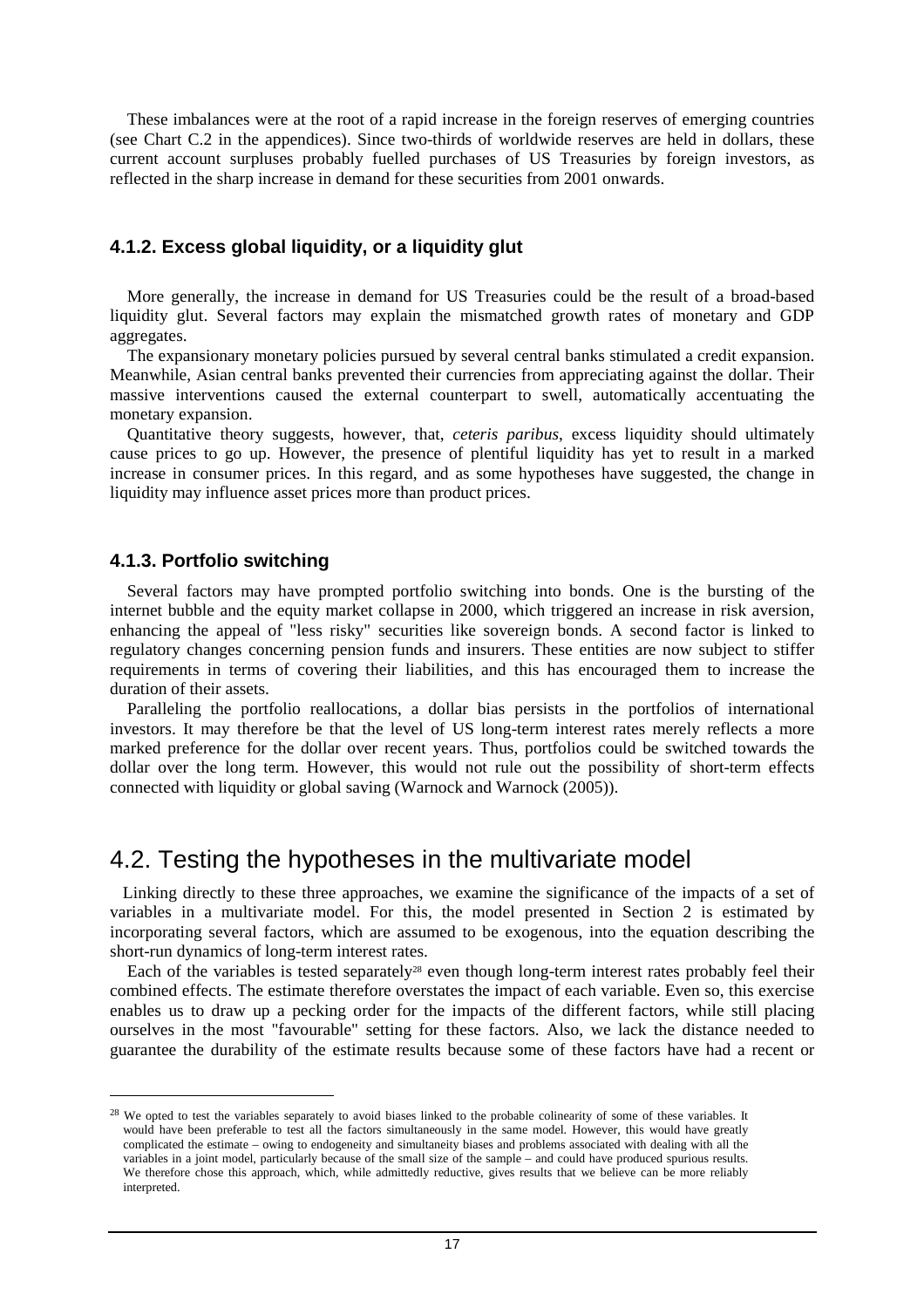These imbalances were at the root of a rapid increase in the foreign reserves of emerging countries (see Chart C.2 in the appendices). Since two-thirds of worldwide reserves are held in dollars, these current account surpluses probably fuelled purchases of US Treasuries by foreign investors, as reflected in the sharp increase in demand for these securities from 2001 onwards.

### 4.1.2. Excess global liquidity, or a liquidity glut

More generally, the increase in demand for US Treasuries could be the result of a broad-based liquidity glut. Several factors may explain the mismatched growth rates of monetary and GDP aggregates.

The expansionary monetary policies pursued by several central banks stimulated a credit expansion. Meanwhile, Asian central banks prevented their currencies from appreciating against the dollar. Their massive interventions caused the external counterpart to swell, automatically accentuating the monetary expansion.

Quantitative theory suggests, however, that, *ceteris paribus*, excess liquidity should ultimately cause prices to go up. However, the presence of plentiful liquidity has yet to result in a marked increase in consumer prices. In this regard, and as some hypotheses have suggested, the change in liquidity may influence asset prices more than product prices.

### 4.1.3. Portfolio switching

Several factors may have prompted portfolio switching into bonds. One is the bursting of the internet bubble and the equity market collapse in 2000, which triggered an increase in risk aversion, enhancing the appeal of "less risky" securities like sovereign bonds. A second factor is linked to regulatory changes concerning pension funds and insurers. These entities are now subject to stiffer requirements in terms of covering their liabilities, and this has encouraged them to increase the duration of their assets.

Paralleling the portfolio reallocations, a dollar bias persists in the portfolios of international investors. It may therefore be that the level of US long-term interest rates merely reflects a more marked preference for the dollar over recent years. Thus, portfolios could be switched towards the dollar over the long term. However, this would not rule out the possibility of short-term effects connected with liquidity or global saving (Warnock and Warnock (2005)).

## 4.2. Testing the hypotheses in the multivariate model

Linking directly to these three approaches, we examine the significance of the impacts of a set of variables in a multivariate model. For this, the model presented in Section 2 is estimated by incorporating several factors, which are assumed to be exogenous, into the equation describing the short-run dynamics of long-term interest rates.

Each of the variables is tested separately[28] even though long-term interest rates probably feel their combined effects. The estimate therefore overstates the impact of each variable. Even so, this exercise enables us to draw up a pecking order for the impacts of the different factors, while still placing ourselves in the most "favourable" setting for these factors. Also, we lack the distance needed to guarantee the durability of the estimate results because some of these factors have had a recent or

[28] We opted to test the variables separately to avoid biases linked to the probable colinearity of some of these variables. It would have been preferable to test all the factors simultaneously in the same model. However, this would have greatly complicated the estimate – owing to endogeneity and simultaneity biases and problems associated with dealing with all the variables in a joint model, particularly because of the small size of the sample – and could have produced spurious results. We therefore chose this approach, which, while admittedly reductive, gives results that we believe can be more reliably interpreted.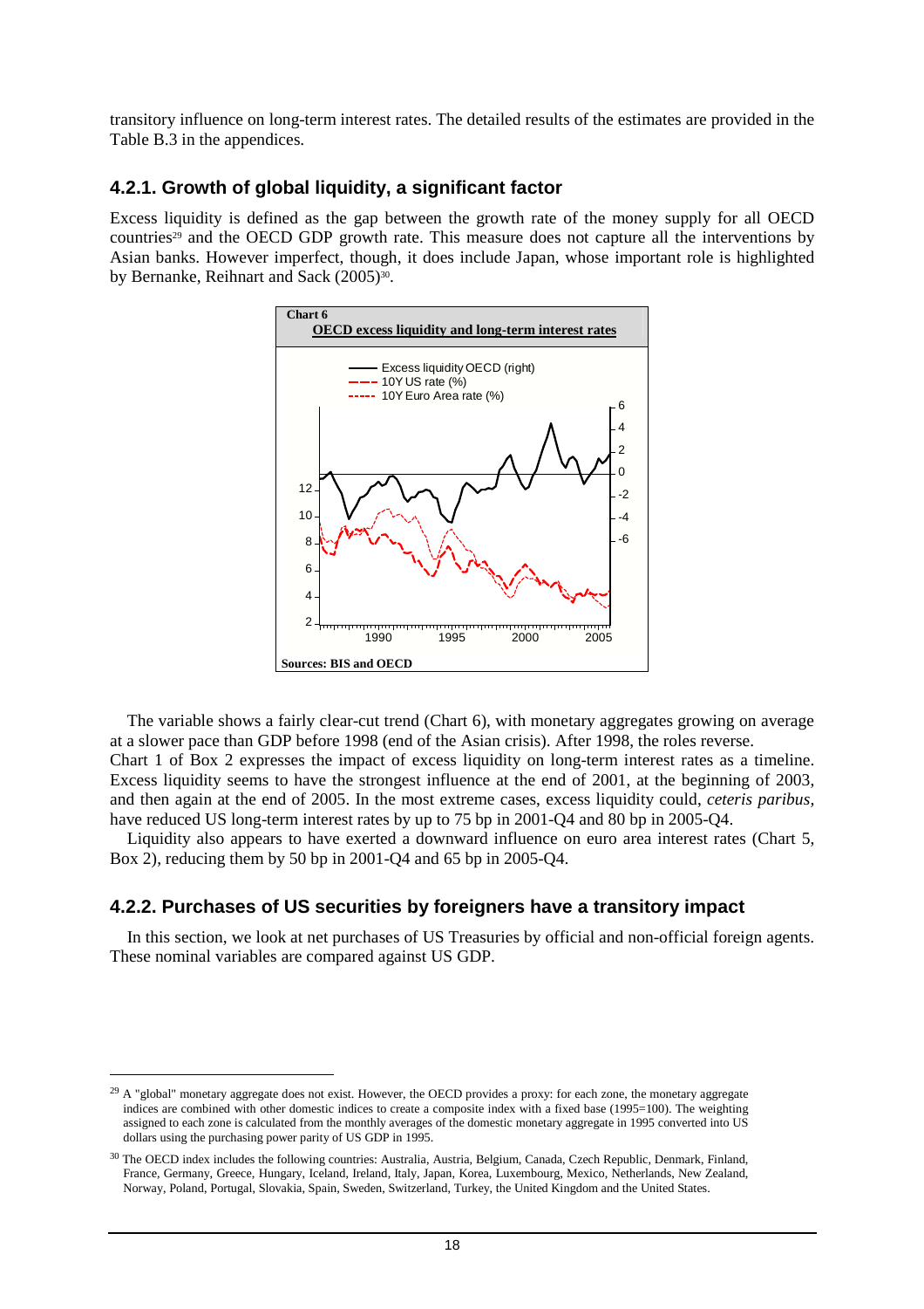transitory influence on long-term interest rates. The detailed results of the estimates are provided in the Table B.3 in the appendices.

### 4.2.1. Growth of global liquidity, a significant factor

Excess liquidity is defined as the gap between the growth rate of the money supply for all OECD countries[29] and the OECD GDP growth rate. This measure does not capture all the interventions by Asian banks. However imperfect, though, it does include Japan, whose important role is highlighted by Bernanke, Reihnart and Sack (2005)[30].

**Chart 6**

**OECD excess liquidity and long-term interest rates**

Sources: BIS and OECD

The variable shows a fairly clear-cut trend (Chart 6), with monetary aggregates growing on average at a slower pace than GDP before 1998 (end of the Asian crisis). After 1998, the roles reverse. Chart 1 of Box 2 expresses the impact of excess liquidity on long-term interest rates as a timeline. Excess liquidity seems to have the strongest influence at the end of 2001, at the beginning of 2003, and then again at the end of 2005. In the most extreme cases, excess liquidity could, *ceteris paribus*, have reduced US long-term interest rates by up to 75 bp in 2001-Q4 and 80 bp in 2005-Q4.

Liquidity also appears to have exerted a downward influence on euro area interest rates (Chart 5, Box 2), reducing them by 50 bp in 2001-Q4 and 65 bp in 2005-Q4.

### 4.2.2. Purchases of US securities by foreigners have a transitory impact

In this section, we look at net purchases of US Treasuries by official and non-official foreign agents. These nominal variables are compared against US GDP.

---

[29] A "global" monetary aggregate does not exist. However, the OECD provides a proxy: for each zone, the monetary aggregate indices are combined with other domestic indices to create a composite index with a fixed base (1995=100). The weighting assigned to each zone is calculated from the monthly averages of the domestic monetary aggregate in 1995 converted into US dollars using the purchasing power parity of US GDP in 1995.

[30] The OECD index includes the following countries: Australia, Austria, Belgium, Canada, Czech Republic, Denmark, Finland, France, Germany, Greece, Hungary, Iceland, Ireland, Italy, Japan, Korea, Luxembourg, Mexico, Netherlands, New Zealand, Norway, Poland, Portugal, Slovakia, Spain, Sweden, Switzerland, Turkey, the United Kingdom and the United States.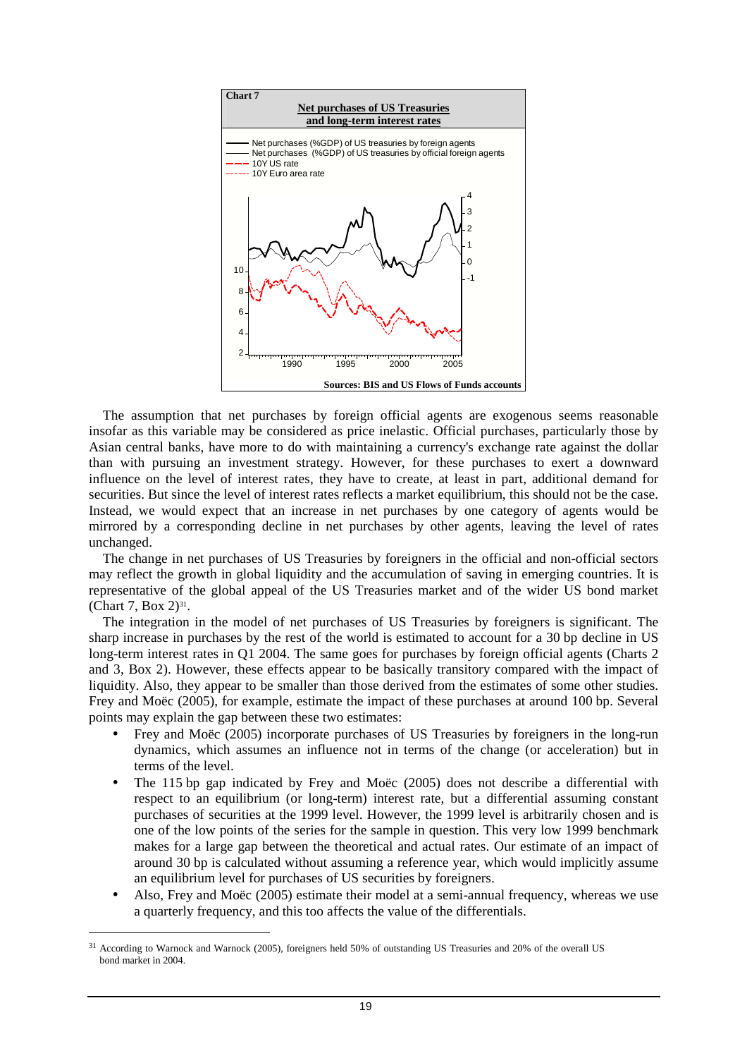**Chart 7**

**Net purchases of US Treasuries and long-term interest rates**

Sources: BIS and US Flows of Funds accounts

The assumption that net purchases by foreign official agents are exogenous seems reasonable insofar as this variable may be considered as price inelastic. Official purchases, particularly those by Asian central banks, have more to do with maintaining a currency's exchange rate against the dollar than with pursuing an investment strategy. However, for these purchases to exert a downward influence on the level of interest rates, they have to create, at least in part, additional demand for securities. But since the level of interest rates reflects a market equilibrium, this should not be the case. Instead, we would expect that an increase in net purchases by one category of agents would be mirrored by a corresponding decline in net purchases by other agents, leaving the level of rates unchanged.

The change in net purchases of US Treasuries by foreigners in the official and non-official sectors may reflect the growth in global liquidity and the accumulation of saving in emerging countries. It is representative of the global appeal of the US Treasuries market and of the wider US bond market (Chart 7, Box 2)[31].

The integration in the model of net purchases of US Treasuries by foreigners is significant. The sharp increase in purchases by the rest of the world is estimated to account for a 30 bp decline in US long-term interest rates in Q1 2004. The same goes for purchases by foreign official agents (Charts 2 and 3, Box 2). However, these effects appear to be basically transitory compared with the impact of liquidity. Also, they appear to be smaller than those derived from the estimates of some other studies. Frey and Moëc (2005), for example, estimate the impact of these purchases at around 100 bp. Several points may explain the gap between these two estimates:

- Frey and Moëc (2005) incorporate purchases of US Treasuries by foreigners in the long-run dynamics, which assumes an influence not in terms of the change (or acceleration) but in terms of the level.
- The 115 bp gap indicated by Frey and Moëc (2005) does not describe a differential with respect to an equilibrium (or long-term) interest rate, but a differential assuming constant purchases of securities at the 1999 level. However, the 1999 level is arbitrarily chosen and is one of the low points of the series for the sample in question. This very low 1999 benchmark makes for a large gap between the theoretical and actual rates. Our estimate of an impact of around 30 bp is calculated without assuming a reference year, which would implicitly assume an equilibrium level for purchases of US securities by foreigners.
- Also, Frey and Moëc (2005) estimate their model at a semi-annual frequency, whereas we use a quarterly frequency, and this too affects the value of the differentials.

[31] According to Warnock and Warnock (2005), foreigners held 50% of outstanding US Treasuries and 20% of the overall US bond market in 2004.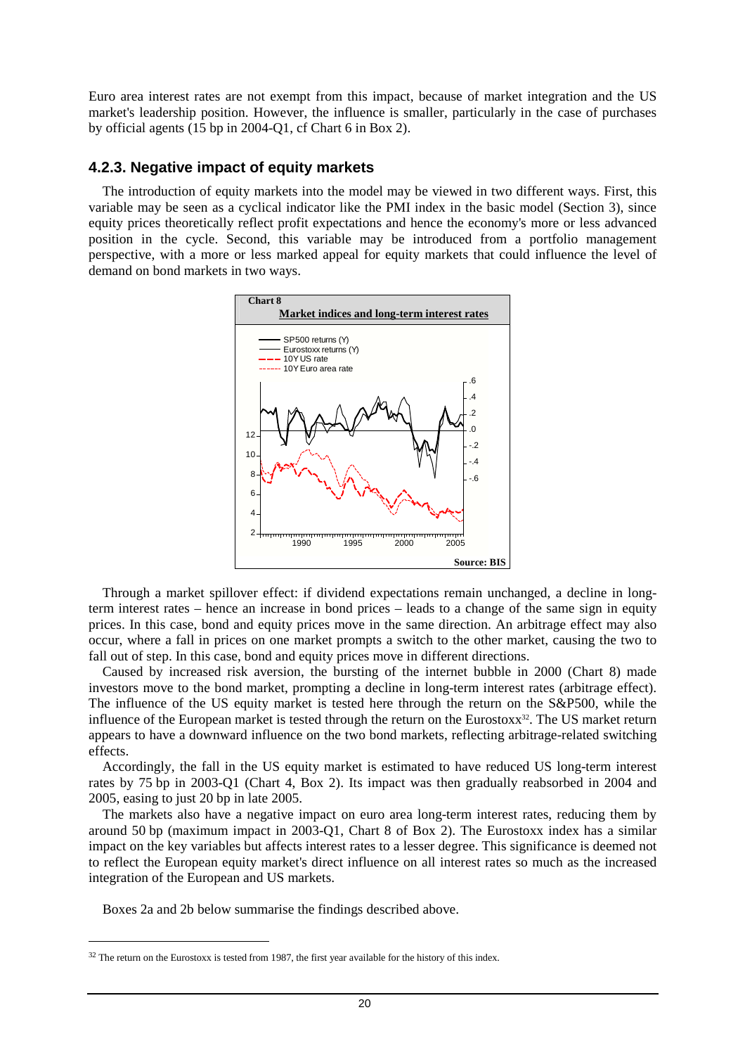Euro area interest rates are not exempt from this impact, because of market integration and the US market's leadership position. However, the influence is smaller, particularly in the case of purchases by official agents (15 bp in 2004-Q1, cf Chart 6 in Box 2).

### 4.2.3. Negative impact of equity markets

The introduction of equity markets into the model may be viewed in two different ways. First, this variable may be seen as a cyclical indicator like the PMI index in the basic model (Section 3), since equity prices theoretically reflect profit expectations and hence the economy's more or less advanced position in the cycle. Second, this variable may be introduced from a portfolio management perspective, with a more or less marked appeal for equity markets that could influence the level of demand on bond markets in two ways.

**Chart 8**

**Market indices and long-term interest rates**

Source: BIS

Through a market spillover effect: if dividend expectations remain unchanged, a decline in long-term interest rates – hence an increase in bond prices – leads to a change of the same sign in equity prices. In this case, bond and equity prices move in the same direction. An arbitrage effect may also occur, where a fall in prices on one market prompts a switch to the other market, causing the two to fall out of step. In this case, bond and equity prices move in different directions.

Caused by increased risk aversion, the bursting of the internet bubble in 2000 (Chart 8) made investors move to the bond market, prompting a decline in long-term interest rates (arbitrage effect). The influence of the US equity market is tested here through the return on the S&P500, while the influence of the European market is tested through the return on the Eurostoxx[32]. The US market return appears to have a downward influence on the two bond markets, reflecting arbitrage-related switching effects.

Accordingly, the fall in the US equity market is estimated to have reduced US long-term interest rates by 75 bp in 2003-Q1 (Chart 4, Box 2). Its impact was then gradually reabsorbed in 2004 and 2005, easing to just 20 bp in late 2005.

The markets also have a negative impact on euro area long-term interest rates, reducing them by around 50 bp (maximum impact in 2003-Q1, Chart 8 of Box 2). The Eurostoxx index has a similar impact on the key variables but affects interest rates to a lesser degree. This significance is deemed not to reflect the European equity market's direct influence on all interest rates so much as the increased integration of the European and US markets.

Boxes 2a and 2b below summarise the findings described above.

[32] The return on the Eurostoxx is tested from 1987, the first year available for the history of this index.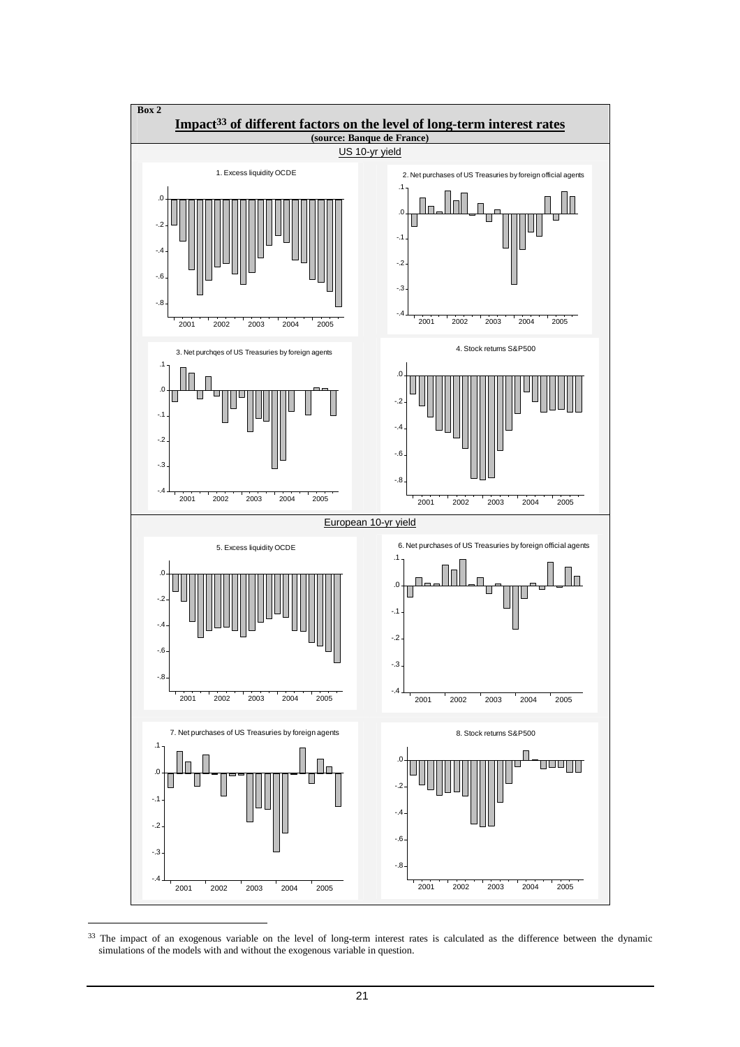**Box 2**

**Impact[33] of different factors on the level of long-term interest rates**

**(source: Banque de France)**

US 10-yr yield

1. Excess liquidity OCDE

2. Net purchases of US Treasuries by foreign official agents

3. Net purchqes of US Treasuries by foreign agents

4. Stock returns S&P500

European 10-yr yield

5. Excess liquidity OCDE

6. Net purchases of US Treasuries by foreign official agents

7. Net purchases of US Treasuries by foreign agents

8. Stock returns S&P500

[33] The impact of an exogenous variable on the level of long-term interest rates is calculated as the difference between the dynamic simulations of the models with and without the exogenous variable in question.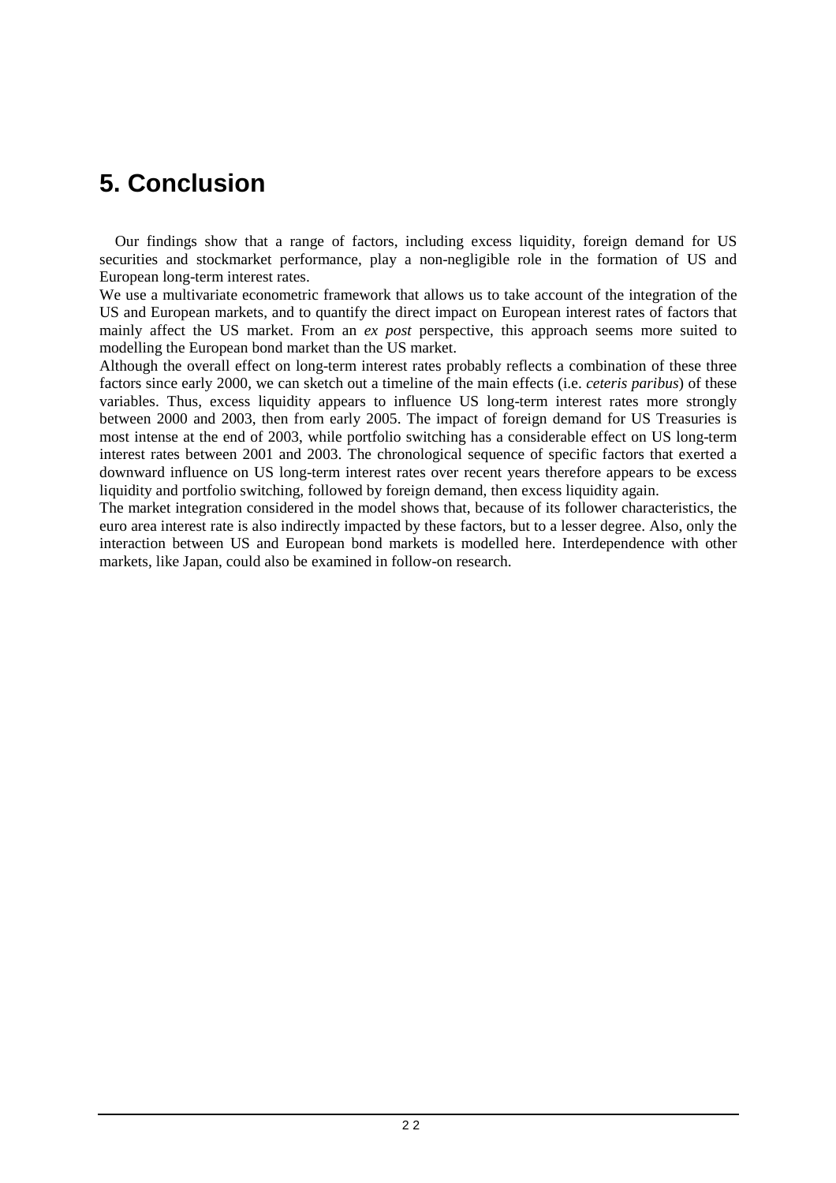# 5. Conclusion

Our findings show that a range of factors, including excess liquidity, foreign demand for US securities and stockmarket performance, play a non-negligible role in the formation of US and European long-term interest rates.

We use a multivariate econometric framework that allows us to take account of the integration of the US and European markets, and to quantify the direct impact on European interest rates of factors that mainly affect the US market. From an *ex post* perspective, this approach seems more suited to modelling the European bond market than the US market.

Although the overall effect on long-term interest rates probably reflects a combination of these three factors since early 2000, we can sketch out a timeline of the main effects (i.e. *ceteris paribus*) of these variables. Thus, excess liquidity appears to influence US long-term interest rates more strongly between 2000 and 2003, then from early 2005. The impact of foreign demand for US Treasuries is most intense at the end of 2003, while portfolio switching has a considerable effect on US long-term interest rates between 2001 and 2003. The chronological sequence of specific factors that exerted a downward influence on US long-term interest rates over recent years therefore appears to be excess liquidity and portfolio switching, followed by foreign demand, then excess liquidity again.

The market integration considered in the model shows that, because of its follower characteristics, the euro area interest rate is also indirectly impacted by these factors, but to a lesser degree. Also, only the interaction between US and European bond markets is modelled here. Interdependence with other markets, like Japan, could also be examined in follow-on research.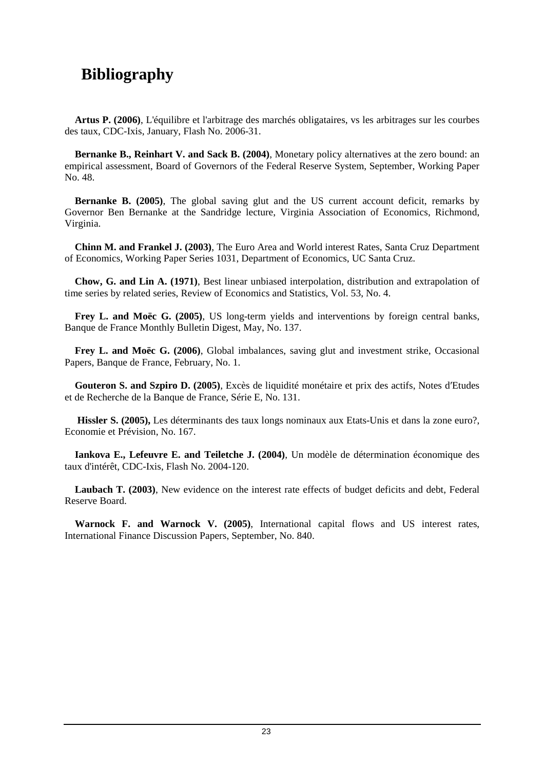# Bibliography

**Artus P. (2006)**, L'équilibre et l'arbitrage des marchés obligataires, vs les arbitrages sur les courbes des taux, CDC-Ixis, January, Flash No. 2006-31.

**Bernanke B., Reinhart V. and Sack B. (2004)**, Monetary policy alternatives at the zero bound: an empirical assessment, Board of Governors of the Federal Reserve System, September, Working Paper No. 48.

**Bernanke B. (2005)**, The global saving glut and the US current account deficit, remarks by Governor Ben Bernanke at the Sandridge lecture, Virginia Association of Economics, Richmond, Virginia.

**Chinn M. and Frankel J. (2003)**, The Euro Area and World interest Rates, Santa Cruz Department of Economics, Working Paper Series 1031, Department of Economics, UC Santa Cruz.

**Chow, G. and Lin A. (1971)**, Best linear unbiased interpolation, distribution and extrapolation of time series by related series, Review of Economics and Statistics, Vol. 53, No. 4.

**Frey L. and Moëc G. (2005)**, US long-term yields and interventions by foreign central banks, Banque de France Monthly Bulletin Digest, May, No. 137.

**Frey L. and Moëc G. (2006)**, Global imbalances, saving glut and investment strike, Occasional Papers, Banque de France, February, No. 1.

**Gouteron S. and Szpiro D. (2005)**, Excès de liquidité monétaire et prix des actifs, Notes d'Etudes et de Recherche de la Banque de France, Série E, No. 131.

**Hissler S. (2005),** Les déterminants des taux longs nominaux aux Etats-Unis et dans la zone euro?, Economie et Prévision, No. 167.

**Iankova E., Lefeuvre E. and Teiletche J. (2004)**, Un modèle de détermination économique des taux d'intérêt, CDC-Ixis, Flash No. 2004-120.

**Laubach T. (2003)**, New evidence on the interest rate effects of budget deficits and debt, Federal Reserve Board.

**Warnock F. and Warnock V. (2005)**, International capital flows and US interest rates, International Finance Discussion Papers, September, No. 840.